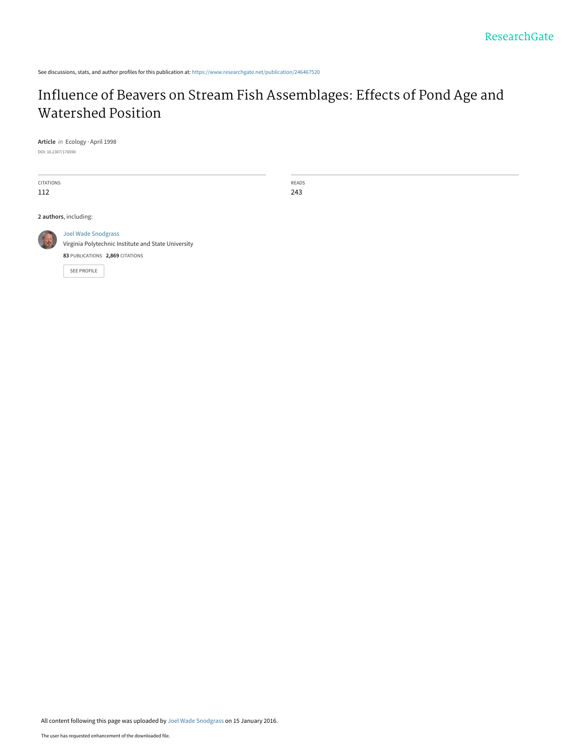See discussions, stats, and author profiles for this publication at: https://www.researchgate.net/publication/246467520

# Influence of Beavers on Stream Fish Assemblages: Effects of Pond Age and Watershed Position

**Article** *in* Ecology · April 1998

DOI: 10.2307/176590

| CITATIONS | READS |
| --- | --- |
| 112 | 243 |

**2 authors**, including:

Joel Wade Snodgrass
Virginia Polytechnic Institute and State University
**83** PUBLICATIONS **2,869** CITATIONS

SEE PROFILE

All content following this page was uploaded by Joel Wade Snodgrass on 15 January 2016.

The user has requested enhancement of the downloaded file.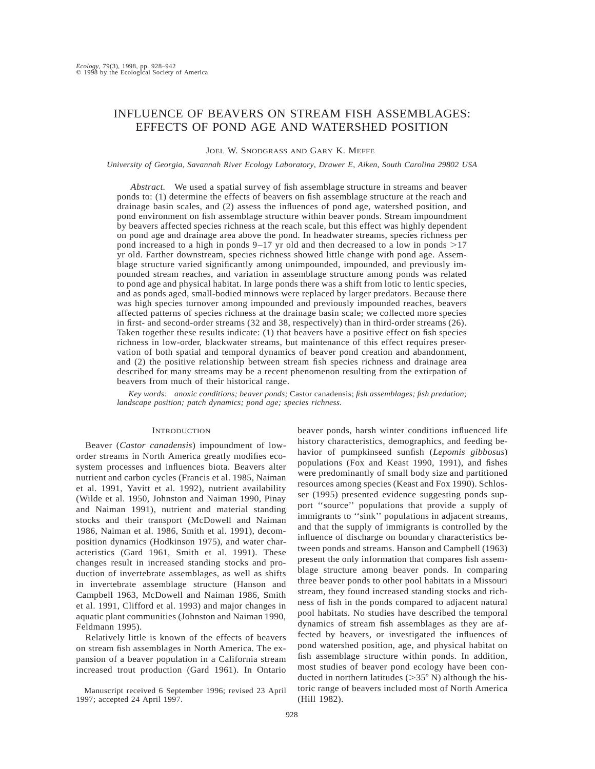# INFLUENCE OF BEAVERS ON STREAM FISH ASSEMBLAGES: EFFECTS OF POND AGE AND WATERSHED POSITION

Joel W. Snodgrass and Gary K. Meffe

*University of Georgia, Savannah River Ecology Laboratory, Drawer E, Aiken, South Carolina 29802 USA*

*Abstract.* We used a spatial survey of fish assemblage structure in streams and beaver ponds to: (1) determine the effects of beavers on fish assemblage structure at the reach and drainage basin scales, and (2) assess the influences of pond age, watershed position, and pond environment on fish assemblage structure within beaver ponds. Stream impoundment by beavers affected species richness at the reach scale, but this effect was highly dependent on pond age and drainage area above the pond. In headwater streams, species richness per pond increased to a high in ponds 9–17 yr old and then decreased to a low in ponds >17 yr old. Farther downstream, species richness showed little change with pond age. Assemblage structure varied significantly among unimpounded, impounded, and previously impounded stream reaches, and variation in assemblage structure among ponds was related to pond age and physical habitat. In large ponds there was a shift from lotic to lentic species, and as ponds aged, small-bodied minnows were replaced by larger predators. Because there was high species turnover among impounded and previously impounded reaches, beavers affected patterns of species richness at the drainage basin scale; we collected more species in first- and second-order streams (32 and 38, respectively) than in third-order streams (26). Taken together these results indicate: (1) that beavers have a positive effect on fish species richness in low-order, blackwater streams, but maintenance of this effect requires preservation of both spatial and temporal dynamics of beaver pond creation and abandonment, and (2) the positive relationship between stream fish species richness and drainage area described for many streams may be a recent phenomenon resulting from the extirpation of beavers from much of their historical range.

*Key words: anoxic conditions; beaver ponds;* Castor canadensis; *fish assemblages; fish predation; landscape position; patch dynamics; pond age; species richness.*

## Introduction

Beaver (*Castor canadensis*) impoundment of low-order streams in North America greatly modifies ecosystem processes and influences biota. Beavers alter nutrient and carbon cycles (Francis et al. 1985, Naiman et al. 1991, Yavitt et al. 1992), nutrient availability (Wilde et al. 1950, Johnston and Naiman 1990, Pinay and Naiman 1991), nutrient and material standing stocks and their transport (McDowell and Naiman 1986, Naiman et al. 1986, Smith et al. 1991), decomposition dynamics (Hodkinson 1975), and water characteristics (Gard 1961, Smith et al. 1991). These changes result in increased standing stocks and production of invertebrate assemblages, as well as shifts in invertebrate assemblage structure (Hanson and Campbell 1963, McDowell and Naiman 1986, Smith et al. 1991, Clifford et al. 1993) and major changes in aquatic plant communities (Johnston and Naiman 1990, Feldmann 1995).

Relatively little is known of the effects of beavers on stream fish assemblages in North America. The expansion of a beaver population in a California stream increased trout production (Gard 1961). In Ontario beaver ponds, harsh winter conditions influenced life history characteristics, demographics, and feeding behavior of pumpkinseed sunfish (*Lepomis gibbosus*) populations (Fox and Keast 1990, 1991), and fishes were predominantly of small body size and partitioned resources among species (Keast and Fox 1990). Schlosser (1995) presented evidence suggesting ponds support "source" populations that provide a supply of immigrants to "sink" populations in adjacent streams, and that the supply of immigrants is controlled by the influence of discharge on boundary characteristics between ponds and streams. Hanson and Campbell (1963) present the only information that compares fish assemblage structure among beaver ponds. In comparing three beaver ponds to other pool habitats in a Missouri stream, they found increased standing stocks and richness of fish in the ponds compared to adjacent natural pool habitats. No studies have described the temporal dynamics of stream fish assemblages as they are affected by beavers, or investigated the influences of pond watershed position, age, and physical habitat on fish assemblage structure within ponds. In addition, most studies of beaver pond ecology have been conducted in northern latitudes (>35° N) although the historic range of beavers included most of North America (Hill 1982).

Manuscript received 6 September 1996; revised 23 April 1997; accepted 24 April 1997.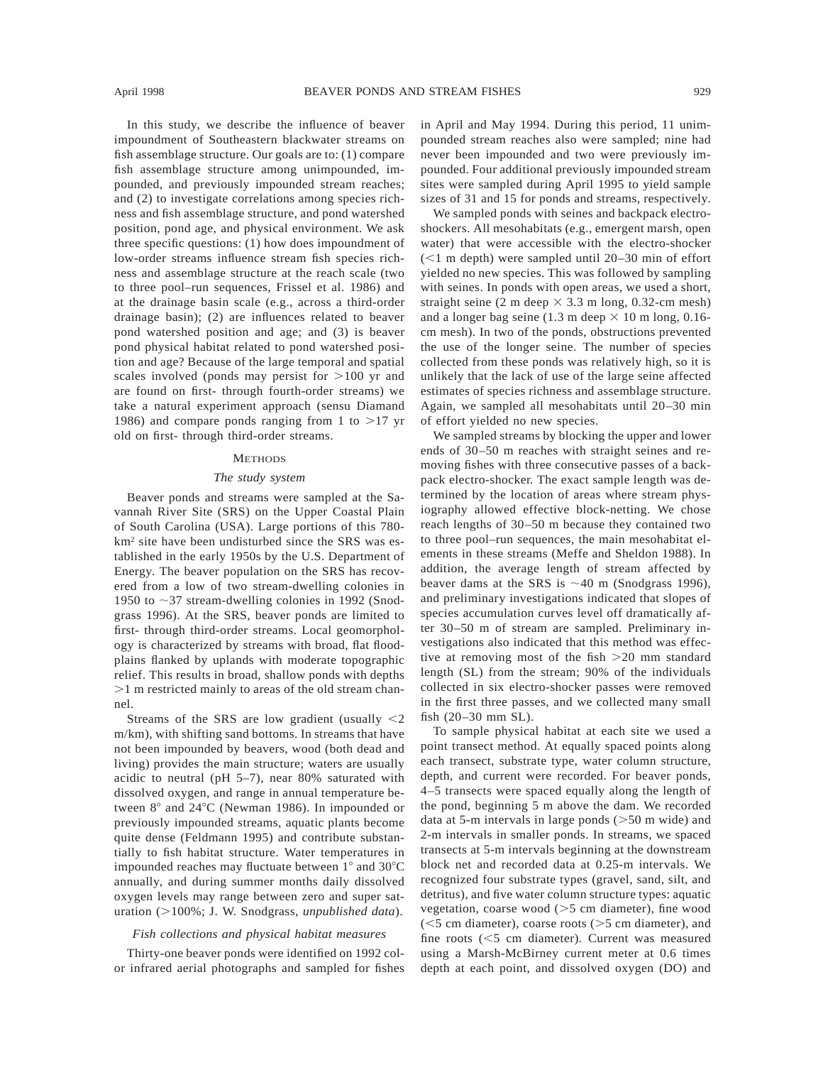In this study, we describe the influence of beaver impoundment of Southeastern blackwater streams on fish assemblage structure. Our goals are to: (1) compare fish assemblage structure among unimpounded, impounded, and previously impounded stream reaches; and (2) to investigate correlations among species richness and fish assemblage structure, and pond watershed position, pond age, and physical environment. We ask three specific questions: (1) how does impoundment of low-order streams influence stream fish species richness and assemblage structure at the reach scale (two to three pool–run sequences, Frissel et al. 1986) and at the drainage basin scale (e.g., across a third-order drainage basin); (2) are influences related to beaver pond watershed position and age; and (3) is beaver pond physical habitat related to pond watershed position and age? Because of the large temporal and spatial scales involved (ponds may persist for >100 yr and are found on first- through fourth-order streams) we take a natural experiment approach (sensu Diamand 1986) and compare ponds ranging from 1 to >17 yr old on first- through third-order streams.

## Methods

### *The study system*

Beaver ponds and streams were sampled at the Savannah River Site (SRS) on the Upper Coastal Plain of South Carolina (USA). Large portions of this 780-km² site have been undisturbed since the SRS was established in the early 1950s by the U.S. Department of Energy. The beaver population on the SRS has recovered from a low of two stream-dwelling colonies in 1950 to ~37 stream-dwelling colonies in 1992 (Snodgrass 1996). At the SRS, beaver ponds are limited to first- through third-order streams. Local geomorphology is characterized by streams with broad, flat floodplains flanked by uplands with moderate topographic relief. This results in broad, shallow ponds with depths >1 m restricted mainly to areas of the old stream channel.

Streams of the SRS are low gradient (usually <2 m/km), with shifting sand bottoms. In streams that have not been impounded by beavers, wood (both dead and living) provides the main structure; waters are usually acidic to neutral (pH 5–7), near 80% saturated with dissolved oxygen, and range in annual temperature between 8° and 24°C (Newman 1986). In impounded or previously impounded streams, aquatic plants become quite dense (Feldmann 1995) and contribute substantially to fish habitat structure. Water temperatures in impounded reaches may fluctuate between 1° and 30°C annually, and during summer months daily dissolved oxygen levels may range between zero and super saturation (>100%; J. W. Snodgrass, *unpublished data*).

### *Fish collections and physical habitat measures*

Thirty-one beaver ponds were identified on 1992 color infrared aerial photographs and sampled for fishes in April and May 1994. During this period, 11 unimpounded stream reaches also were sampled; nine had never been impounded and two were previously impounded. Four additional previously impounded stream sites were sampled during April 1995 to yield sample sizes of 31 and 15 for ponds and streams, respectively.

We sampled ponds with seines and backpack electroshockers. All mesohabitats (e.g., emergent marsh, open water) that were accessible with the electro-shocker (<1 m depth) were sampled until 20–30 min of effort yielded no new species. This was followed by sampling with seines. In ponds with open areas, we used a short, straight seine (2 m deep × 3.3 m long, 0.32-cm mesh) and a longer bag seine (1.3 m deep × 10 m long, 0.16-cm mesh). In two of the ponds, obstructions prevented the use of the longer seine. The number of species collected from these ponds was relatively high, so it is unlikely that the lack of use of the large seine affected estimates of species richness and assemblage structure. Again, we sampled all mesohabitats until 20–30 min of effort yielded no new species.

We sampled streams by blocking the upper and lower ends of 30–50 m reaches with straight seines and removing fishes with three consecutive passes of a backpack electro-shocker. The exact sample length was determined by the location of areas where stream physiography allowed effective block-netting. We chose reach lengths of 30–50 m because they contained two to three pool–run sequences, the main mesohabitat elements in these streams (Meffe and Sheldon 1988). In addition, the average length of stream affected by beaver dams at the SRS is ~40 m (Snodgrass 1996), and preliminary investigations indicated that slopes of species accumulation curves level off dramatically after 30–50 m of stream are sampled. Preliminary investigations also indicated that this method was effective at removing most of the fish >20 mm standard length (SL) from the stream; 90% of the individuals collected in six electro-shocker passes were removed in the first three passes, and we collected many small fish (20–30 mm SL).

To sample physical habitat at each site we used a point transect method. At equally spaced points along each transect, substrate type, water column structure, depth, and current were recorded. For beaver ponds, 4–5 transects were spaced equally along the length of the pond, beginning 5 m above the dam. We recorded data at 5-m intervals in large ponds (>50 m wide) and 2-m intervals in smaller ponds. In streams, we spaced transects at 5-m intervals beginning at the downstream block net and recorded data at 0.25-m intervals. We recognized four substrate types (gravel, sand, silt, and detritus), and five water column structure types: aquatic vegetation, coarse wood (>5 cm diameter), fine wood (<5 cm diameter), coarse roots (>5 cm diameter), and fine roots (<5 cm diameter). Current was measured using a Marsh-McBirney current meter at 0.6 times depth at each point, and dissolved oxygen (DO) and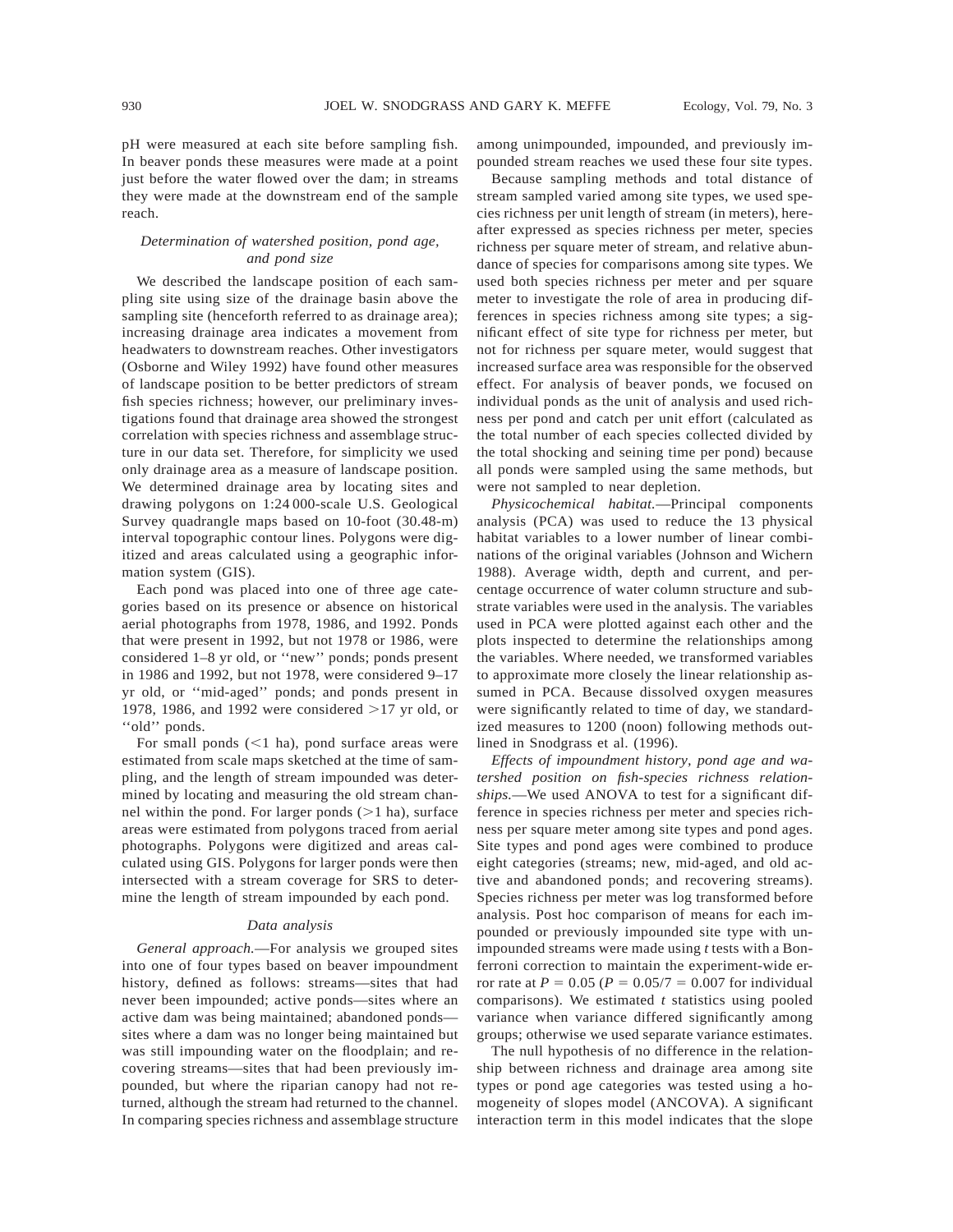pH were measured at each site before sampling fish. In beaver ponds these measures were made at a point just before the water flowed over the dam; in streams they were made at the downstream end of the sample reach.

### *Determination of watershed position, pond age, and pond size*

We described the landscape position of each sampling site using size of the drainage basin above the sampling site (henceforth referred to as drainage area); increasing drainage area indicates a movement from headwaters to downstream reaches. Other investigators (Osborne and Wiley 1992) have found other measures of landscape position to be better predictors of stream fish species richness; however, our preliminary investigations found that drainage area showed the strongest correlation with species richness and assemblage structure in our data set. Therefore, for simplicity we used only drainage area as a measure of landscape position. We determined drainage area by locating sites and drawing polygons on 1:24 000-scale U.S. Geological Survey quadrangle maps based on 10-foot (30.48-m) interval topographic contour lines. Polygons were digitized and areas calculated using a geographic information system (GIS).

Each pond was placed into one of three age categories based on its presence or absence on historical aerial photographs from 1978, 1986, and 1992. Ponds that were present in 1992, but not 1978 or 1986, were considered 1–8 yr old, or ''new'' ponds; ponds present in 1986 and 1992, but not 1978, were considered 9–17 yr old, or ''mid-aged'' ponds; and ponds present in 1978, 1986, and 1992 were considered >17 yr old, or ''old'' ponds.

For small ponds (<1 ha), pond surface areas were estimated from scale maps sketched at the time of sampling, and the length of stream impounded was determined by locating and measuring the old stream channel within the pond. For larger ponds (>1 ha), surface areas were estimated from polygons traced from aerial photographs. Polygons were digitized and areas calculated using GIS. Polygons for larger ponds were then intersected with a stream coverage for SRS to determine the length of stream impounded by each pond.

### *Data analysis*

*General approach.*—For analysis we grouped sites into one of four types based on beaver impoundment history, defined as follows: streams—sites that had never been impounded; active ponds—sites where an active dam was being maintained; abandoned ponds—sites where a dam was no longer being maintained but was still impounding water on the floodplain; and recovering streams—sites that had been previously impounded, but where the riparian canopy had not returned, although the stream had returned to the channel. In comparing species richness and assemblage structure among unimpounded, impounded, and previously impounded stream reaches we used these four site types.

Because sampling methods and total distance of stream sampled varied among site types, we used species richness per unit length of stream (in meters), hereafter expressed as species richness per meter, species richness per square meter of stream, and relative abundance of species for comparisons among site types. We used both species richness per meter and per square meter to investigate the role of area in producing differences in species richness among site types; a significant effect of site type for richness per meter, but not for richness per square meter, would suggest that increased surface area was responsible for the observed effect. For analysis of beaver ponds, we focused on individual ponds as the unit of analysis and used richness per pond and catch per unit effort (calculated as the total number of each species collected divided by the total shocking and seining time per pond) because all ponds were sampled using the same methods, but were not sampled to near depletion.

*Physicochemical habitat.*—Principal components analysis (PCA) was used to reduce the 13 physical habitat variables to a lower number of linear combinations of the original variables (Johnson and Wichern 1988). Average width, depth and current, and percentage occurrence of water column structure and substrate variables were used in the analysis. The variables used in PCA were plotted against each other and the plots inspected to determine the relationships among the variables. Where needed, we transformed variables to approximate more closely the linear relationship assumed in PCA. Because dissolved oxygen measures were significantly related to time of day, we standardized measures to 1200 (noon) following methods outlined in Snodgrass et al. (1996).

*Effects of impoundment history, pond age and watershed position on fish-species richness relationships.*—We used ANOVA to test for a significant difference in species richness per meter and species richness per square meter among site types and pond ages. Site types and pond ages were combined to produce eight categories (streams; new, mid-aged, and old active and abandoned ponds; and recovering streams). Species richness per meter was log transformed before analysis. Post hoc comparison of means for each impounded or previously impounded site type with unimpounded streams were made using $t$ tests with a Bonferroni correction to maintain the experiment-wide error rate at $P = 0.05$ ($P = 0.05/7 = 0.007$ for individual comparisons). We estimated $t$ statistics using pooled variance when variance differed significantly among groups; otherwise we used separate variance estimates.

The null hypothesis of no difference in the relationship between richness and drainage area among site types or pond age categories was tested using a homogeneity of slopes model (ANCOVA). A significant interaction term in this model indicates that the slope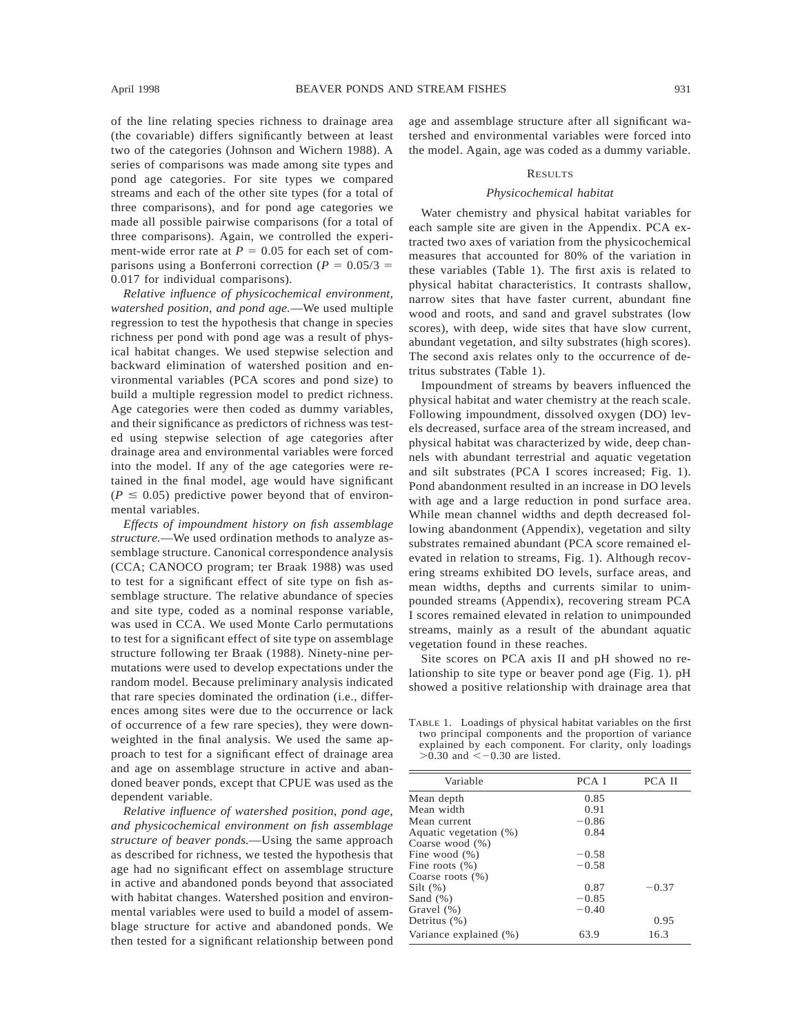of the line relating species richness to drainage area (the covariable) differs significantly between at least two of the categories (Johnson and Wichern 1988). A series of comparisons was made among site types and pond age categories. For site types we compared streams and each of the other site types (for a total of three comparisons), and for pond age categories we made all possible pairwise comparisons (for a total of three comparisons). Again, we controlled the experiment-wide error rate at $P = 0.05$ for each set of comparisons using a Bonferroni correction ($P = 0.05/3 = 0.017$ for individual comparisons).

*Relative influence of physicochemical environment, watershed position, and pond age.*—We used multiple regression to test the hypothesis that change in species richness per pond with pond age was a result of physical habitat changes. We used stepwise selection and backward elimination of watershed position and environmental variables (PCA scores and pond size) to build a multiple regression model to predict richness. Age categories were then coded as dummy variables, and their significance as predictors of richness was tested using stepwise selection of age categories after drainage area and environmental variables were forced into the model. If any of the age categories were retained in the final model, age would have significant ($P \leq 0.05$) predictive power beyond that of environmental variables.

*Effects of impoundment history on fish assemblage structure.*—We used ordination methods to analyze assemblage structure. Canonical correspondence analysis (CCA; CANOCO program; ter Braak 1988) was used to test for a significant effect of site type on fish assemblage structure. The relative abundance of species and site type, coded as a nominal response variable, was used in CCA. We used Monte Carlo permutations to test for a significant effect of site type on assemblage structure following ter Braak (1988). Ninety-nine permutations were used to develop expectations under the random model. Because preliminary analysis indicated that rare species dominated the ordination (i.e., differences among sites were due to the occurrence or lack of occurrence of a few rare species), they were downweighted in the final analysis. We used the same approach to test for a significant effect of drainage area and age on assemblage structure in active and abandoned beaver ponds, except that CPUE was used as the dependent variable.

*Relative influence of watershed position, pond age, and physicochemical environment on fish assemblage structure of beaver ponds.*—Using the same approach as described for richness, we tested the hypothesis that age had no significant effect on assemblage structure in active and abandoned ponds beyond that associated with habitat changes. Watershed position and environmental variables were used to build a model of assemblage structure for active and abandoned ponds. We then tested for a significant relationship between pond age and assemblage structure after all significant watershed and environmental variables were forced into the model. Again, age was coded as a dummy variable.

## Results

### *Physicochemical habitat*

Water chemistry and physical habitat variables for each sample site are given in the Appendix. PCA extracted two axes of variation from the physicochemical measures that accounted for 80% of the variation in these variables (Table 1). The first axis is related to physical habitat characteristics. It contrasts shallow, narrow sites that have faster current, abundant fine wood and roots, and sand and gravel substrates (low scores), with deep, wide sites that have slow current, abundant vegetation, and silty substrates (high scores). The second axis relates only to the occurrence of detritus substrates (Table 1).

Impoundment of streams by beavers influenced the physical habitat and water chemistry at the reach scale. Following impoundment, dissolved oxygen (DO) levels decreased, surface area of the stream increased, and physical habitat was characterized by wide, deep channels with abundant terrestrial and aquatic vegetation and silt substrates (PCA I scores increased; Fig. 1). Pond abandonment resulted in an increase in DO levels with age and a large reduction in pond surface area. While mean channel widths and depth decreased following abandonment (Appendix), vegetation and silty substrates remained abundant (PCA score remained elevated in relation to streams, Fig. 1). Although recovering streams exhibited DO levels, surface areas, and mean widths, depths and currents similar to unimpounded streams (Appendix), recovering stream PCA I scores remained elevated in relation to unimpounded streams, mainly as a result of the abundant aquatic vegetation found in these reaches.

Site scores on PCA axis II and pH showed no relationship to site type or beaver pond age (Fig. 1). pH showed a positive relationship with drainage area that

TABLE 1. Loadings of physical habitat variables on the first two principal components and the proportion of variance explained by each component. For clarity, only loadings >0.30 and <−0.30 are listed.

| Variable | PCA I | PCA II |
|---|---|---|
| Mean depth | 0.85 | |
| Mean width | 0.91 | |
| Mean current | −0.86 | |
| Aquatic vegetation (%) | 0.84 | |
| Coarse wood (%) | | |
| Fine wood (%) | −0.58 | |
| Fine roots (%) | −0.58 | |
| Coarse roots (%) | | |
| Silt (%) | 0.87 | −0.37 |
| Sand (%) | −0.85 | |
| Gravel (%) | −0.40 | |
| Detritus (%) | | 0.95 |
| Variance explained (%) | 63.9 | 16.3 |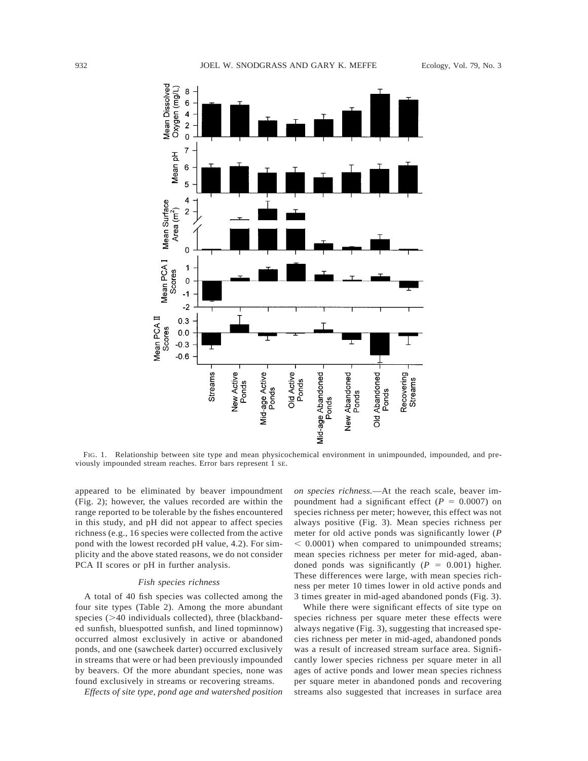FIG. 1. Relationship between site type and mean physicochemical environment in unimpounded, impounded, and previously impounded stream reaches. Error bars represent 1 SE.

appeared to be eliminated by beaver impoundment (Fig. 2); however, the values recorded are within the range reported to be tolerable by the fishes encountered in this study, and pH did not appear to affect species richness (e.g., 16 species were collected from the active pond with the lowest recorded pH value, 4.2). For simplicity and the above stated reasons, we do not consider PCA II scores or pH in further analysis.

### *Fish species richness*

A total of 40 fish species was collected among the four site types (Table 2). Among the more abundant species (>40 individuals collected), three (blackbanded sunfish, bluespotted sunfish, and lined topminnow) occurred almost exclusively in active or abandoned ponds, and one (sawcheek darter) occurred exclusively in streams that were or had been previously impounded by beavers. Of the more abundant species, none was found exclusively in streams or recovering streams.

*Effects of site type, pond age and watershed position on species richness.*—At the reach scale, beaver impoundment had a significant effect ($P = 0.0007$) on species richness per meter; however, this effect was not always positive (Fig. 3). Mean species richness per meter for old active ponds was significantly lower ($P < 0.0001$) when compared to unimpounded streams; mean species richness per meter for mid-aged, abandoned ponds was significantly ($P = 0.001$) higher. These differences were large, with mean species richness per meter 10 times lower in old active ponds and 3 times greater in mid-aged abandoned ponds (Fig. 3).

While there were significant effects of site type on species richness per square meter these effects were always negative (Fig. 3), suggesting that increased species richness per meter in mid-aged, abandoned ponds was a result of increased stream surface area. Significantly lower species richness per square meter in all ages of active ponds and lower mean species richness per square meter in abandoned ponds and recovering streams also suggested that increases in surface area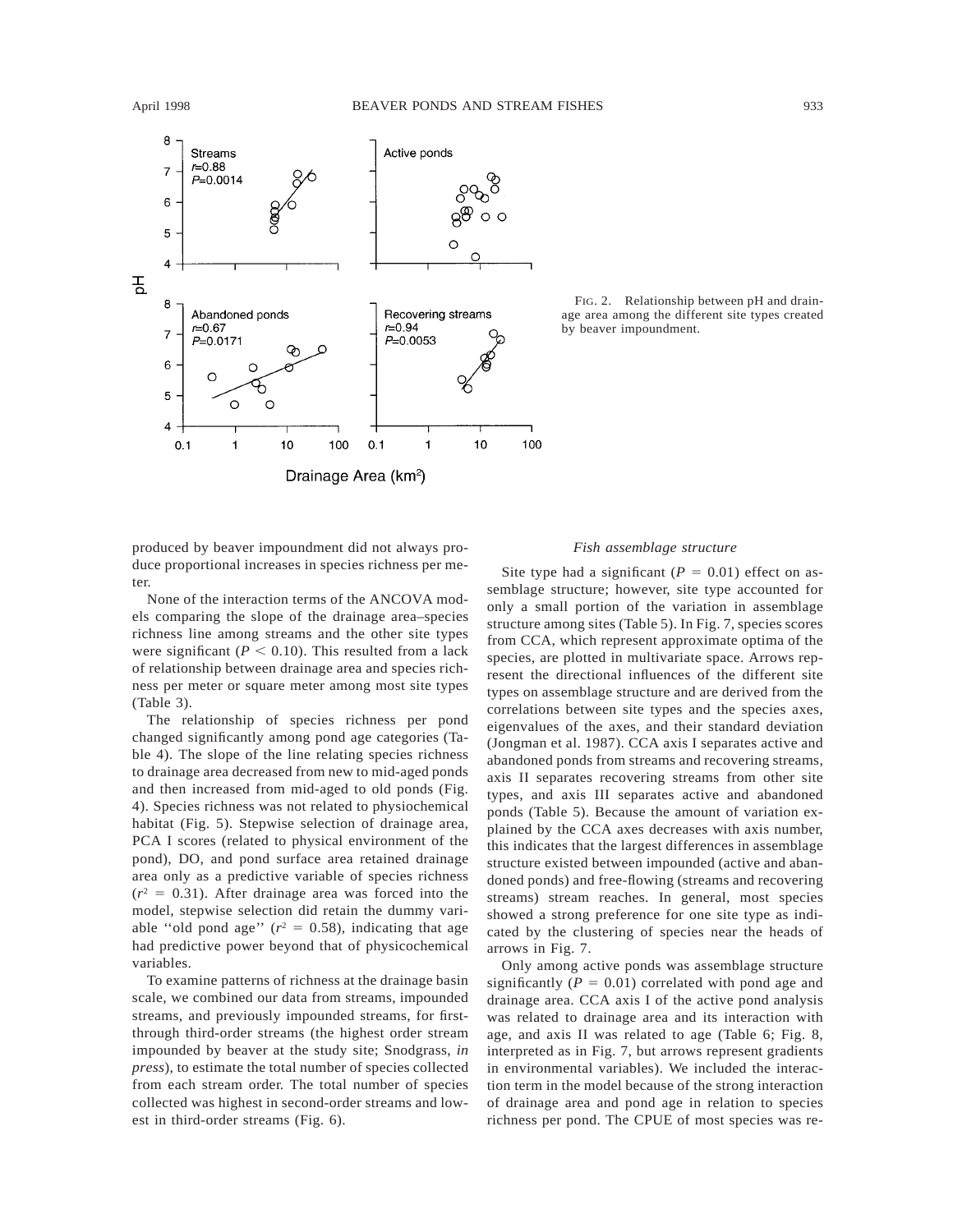FIG. 2. Relationship between pH and drainage area among the different site types created by beaver impoundment.

produced by beaver impoundment did not always produce proportional increases in species richness per meter.

None of the interaction terms of the ANCOVA models comparing the slope of the drainage area–species richness line among streams and the other site types were significant ($P < 0.10$). This resulted from a lack of relationship between drainage area and species richness per meter or square meter among most site types (Table 3).

The relationship of species richness per pond changed significantly among pond age categories (Table 4). The slope of the line relating species richness to drainage area decreased from new to mid-aged ponds and then increased from mid-aged to old ponds (Fig. 4). Species richness was not related to physiochemical habitat (Fig. 5). Stepwise selection of drainage area, PCA I scores (related to physical environment of the pond), DO, and pond surface area retained drainage area only as a predictive variable of species richness ($r^2 = 0.31$). After drainage area was forced into the model, stepwise selection did retain the dummy variable ''old pond age'' ($r^2 = 0.58$), indicating that age had predictive power beyond that of physicochemical variables.

To examine patterns of richness at the drainage basin scale, we combined our data from streams, impounded streams, and previously impounded streams, for first-through third-order streams (the highest order stream impounded by beaver at the study site; Snodgrass, *in press*), to estimate the total number of species collected from each stream order. The total number of species collected was highest in second-order streams and lowest in third-order streams (Fig. 6).

### *Fish assemblage structure*

Site type had a significant ($P = 0.01$) effect on assemblage structure; however, site type accounted for only a small portion of the variation in assemblage structure among sites (Table 5). In Fig. 7, species scores from CCA, which represent approximate optima of the species, are plotted in multivariate space. Arrows represent the directional influences of the different site types on assemblage structure and are derived from the correlations between site types and the species axes, eigenvalues of the axes, and their standard deviation (Jongman et al. 1987). CCA axis I separates active and abandoned ponds from streams and recovering streams, axis II separates recovering streams from other site types, and axis III separates active and abandoned ponds (Table 5). Because the amount of variation explained by the CCA axes decreases with axis number, this indicates that the largest differences in assemblage structure existed between impounded (active and abandoned ponds) and free-flowing (streams and recovering streams) stream reaches. In general, most species showed a strong preference for one site type as indicated by the clustering of species near the heads of arrows in Fig. 7.

Only among active ponds was assemblage structure significantly ($P = 0.01$) correlated with pond age and drainage area. CCA axis I of the active pond analysis was related to drainage area and its interaction with age, and axis II was related to age (Table 6; Fig. 8, interpreted as in Fig. 7, but arrows represent gradients in environmental variables). We included the interaction term in the model because of the strong interaction of drainage area and pond age in relation to species richness per pond. The CPUE of most species was re-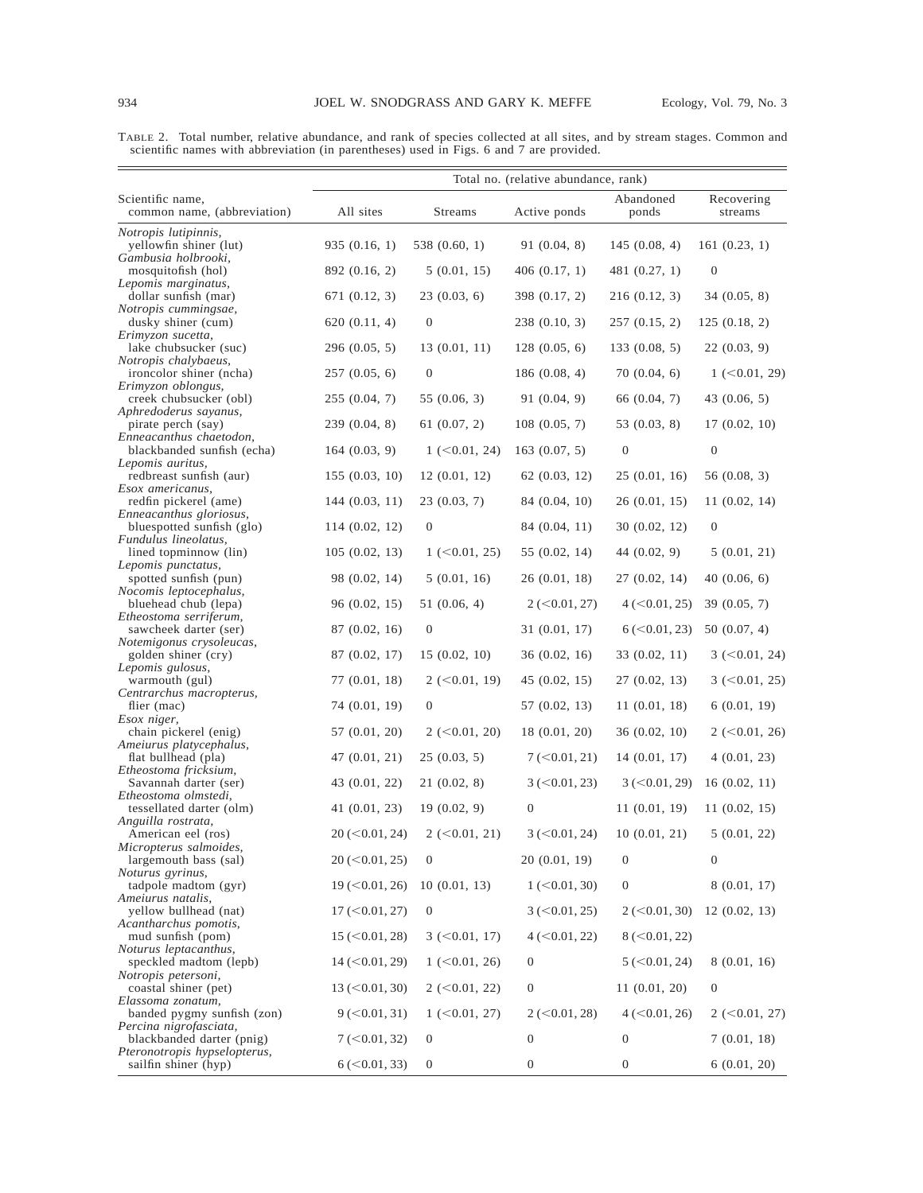TABLE 2. Total number, relative abundance, and rank of species collected at all sites, and by stream stages. Common and scientific names with abbreviation (in parentheses) used in Figs. 6 and 7 are provided.

| Scientific name, common name, (abbreviation) | Total no. (relative abundance, rank) | | | | |
|---|---|---|---|---|---|
| | All sites | Streams | Active ponds | Abandoned ponds | Recovering streams |
| *Notropis lutipinnis*, yellowfin shiner (lut) | 935 (0.16, 1) | 538 (0.60, 1) | 91 (0.04, 8) | 145 (0.08, 4) | 161 (0.23, 1) |
| *Gambusia holbrooki*, mosquitofish (hol) | 892 (0.16, 2) | 5 (0.01, 15) | 406 (0.17, 1) | 481 (0.27, 1) | 0 |
| *Lepomis marginatus*, dollar sunfish (mar) | 671 (0.12, 3) | 23 (0.03, 6) | 398 (0.17, 2) | 216 (0.12, 3) | 34 (0.05, 8) |
| *Notropis cummingsae*, dusky shiner (cum) | 620 (0.11, 4) | 0 | 238 (0.10, 3) | 257 (0.15, 2) | 125 (0.18, 2) |
| *Erimyzon sucetta*, lake chubsucker (suc) | 296 (0.05, 5) | 13 (0.01, 11) | 128 (0.05, 6) | 133 (0.08, 5) | 22 (0.03, 9) |
| *Notropis chalybaeus*, ironcolor shiner (ncha) | 257 (0.05, 6) | 0 | 186 (0.08, 4) | 70 (0.04, 6) | 1 (<0.01, 29) |
| *Erimyzon oblongus*, creek chubsucker (obl) | 255 (0.04, 7) | 55 (0.06, 3) | 91 (0.04, 9) | 66 (0.04, 7) | 43 (0.06, 5) |
| *Aphredoderus sayanus*, pirate perch (say) | 239 (0.04, 8) | 61 (0.07, 2) | 108 (0.05, 7) | 53 (0.03, 8) | 17 (0.02, 10) |
| *Enneacanthus chaetodon*, blackbanded sunfish (echa) | 164 (0.03, 9) | 1 (<0.01, 24) | 163 (0.07, 5) | 0 | 0 |
| *Lepomis auritus*, redbreast sunfish (aur) | 155 (0.03, 10) | 12 (0.01, 12) | 62 (0.03, 12) | 25 (0.01, 16) | 56 (0.08, 3) |
| *Esox americanus*, redfin pickerel (ame) | 144 (0.03, 11) | 23 (0.03, 7) | 84 (0.04, 10) | 26 (0.01, 15) | 11 (0.02, 14) |
| *Enneacanthus gloriosus*, bluespotted sunfish (glo) | 114 (0.02, 12) | 0 | 84 (0.04, 11) | 30 (0.02, 12) | 0 |
| *Fundulus lineolatus*, lined topminnow (lin) | 105 (0.02, 13) | 1 (<0.01, 25) | 55 (0.02, 14) | 44 (0.02, 9) | 5 (0.01, 21) |
| *Lepomis punctatus*, spotted sunfish (pun) | 98 (0.02, 14) | 5 (0.01, 16) | 26 (0.01, 18) | 27 (0.02, 14) | 40 (0.06, 6) |
| *Nocomis leptocephalus*, bluehead chub (lepa) | 96 (0.02, 15) | 51 (0.06, 4) | 2 (<0.01, 27) | 4 (<0.01, 25) | 39 (0.05, 7) |
| *Etheostoma serriferum*, sawcheek darter (ser) | 87 (0.02, 16) | 0 | 31 (0.01, 17) | 6 (<0.01, 23) | 50 (0.07, 4) |
| *Notemigonus crysoleucas*, golden shiner (cry) | 87 (0.02, 17) | 15 (0.02, 10) | 36 (0.02, 16) | 33 (0.02, 11) | 3 (<0.01, 24) |
| *Lepomis gulosus*, warmouth (gul) | 77 (0.01, 18) | 2 (<0.01, 19) | 45 (0.02, 15) | 27 (0.02, 13) | 3 (<0.01, 25) |
| *Centrarchus macropterus*, flier (mac) | 74 (0.01, 19) | 0 | 57 (0.02, 13) | 11 (0.01, 18) | 6 (0.01, 19) |
| *Esox niger*, chain pickerel (enig) | 57 (0.01, 20) | 2 (<0.01, 20) | 18 (0.01, 20) | 36 (0.02, 10) | 2 (<0.01, 26) |
| *Ameiurus platycephalus*, flat bullhead (pla) | 47 (0.01, 21) | 25 (0.03, 5) | 7 (<0.01, 21) | 14 (0.01, 17) | 4 (0.01, 23) |
| *Etheostoma fricksium*, Savannah darter (ser) | 43 (0.01, 22) | 21 (0.02, 8) | 3 (<0.01, 23) | 3 (<0.01, 29) | 16 (0.02, 11) |
| *Etheostoma olmstedi*, tessellated darter (olm) | 41 (0.01, 23) | 19 (0.02, 9) | 0 | 11 (0.01, 19) | 11 (0.02, 15) |
| *Anguilla rostrata*, American eel (ros) | 20 (<0.01, 24) | 2 (<0.01, 21) | 3 (<0.01, 24) | 10 (0.01, 21) | 5 (0.01, 22) |
| *Micropterus salmoides*, largemouth bass (sal) | 20 (<0.01, 25) | 0 | 20 (0.01, 19) | 0 | 0 |
| *Noturus gyrinus*, tadpole madtom (gyr) | 19 (<0.01, 26) | 10 (0.01, 13) | 1 (<0.01, 30) | 0 | 8 (0.01, 17) |
| *Ameiurus natalis*, yellow bullhead (nat) | 17 (<0.01, 27) | 0 | 3 (<0.01, 25) | 2 (<0.01, 30) | 12 (0.02, 13) |
| *Acantharchus pomotis*, mud sunfish (pom) | 15 (<0.01, 28) | 3 (<0.01, 17) | 4 (<0.01, 22) | 8 (<0.01, 22) | |
| *Noturus leptacanthus*, speckled madtom (lepb) | 14 (<0.01, 29) | 1 (<0.01, 26) | 0 | 5 (<0.01, 24) | 8 (0.01, 16) |
| *Notropis petersoni*, coastal shiner (pet) | 13 (<0.01, 30) | 2 (<0.01, 22) | 0 | 11 (0.01, 20) | 0 |
| *Elassoma zonatum*, banded pygmy sunfish (zon) | 9 (<0.01, 31) | 1 (<0.01, 27) | 2 (<0.01, 28) | 4 (<0.01, 26) | 2 (<0.01, 27) |
| *Percina nigrofasciata*, blackbanded darter (pnig) | 7 (<0.01, 32) | 0 | 0 | 0 | 7 (0.01, 18) |
| *Pteronotropis hypselopterus*, sailfin shiner (hyp) | 6 (<0.01, 33) | 0 | 0 | 0 | 6 (0.01, 20) |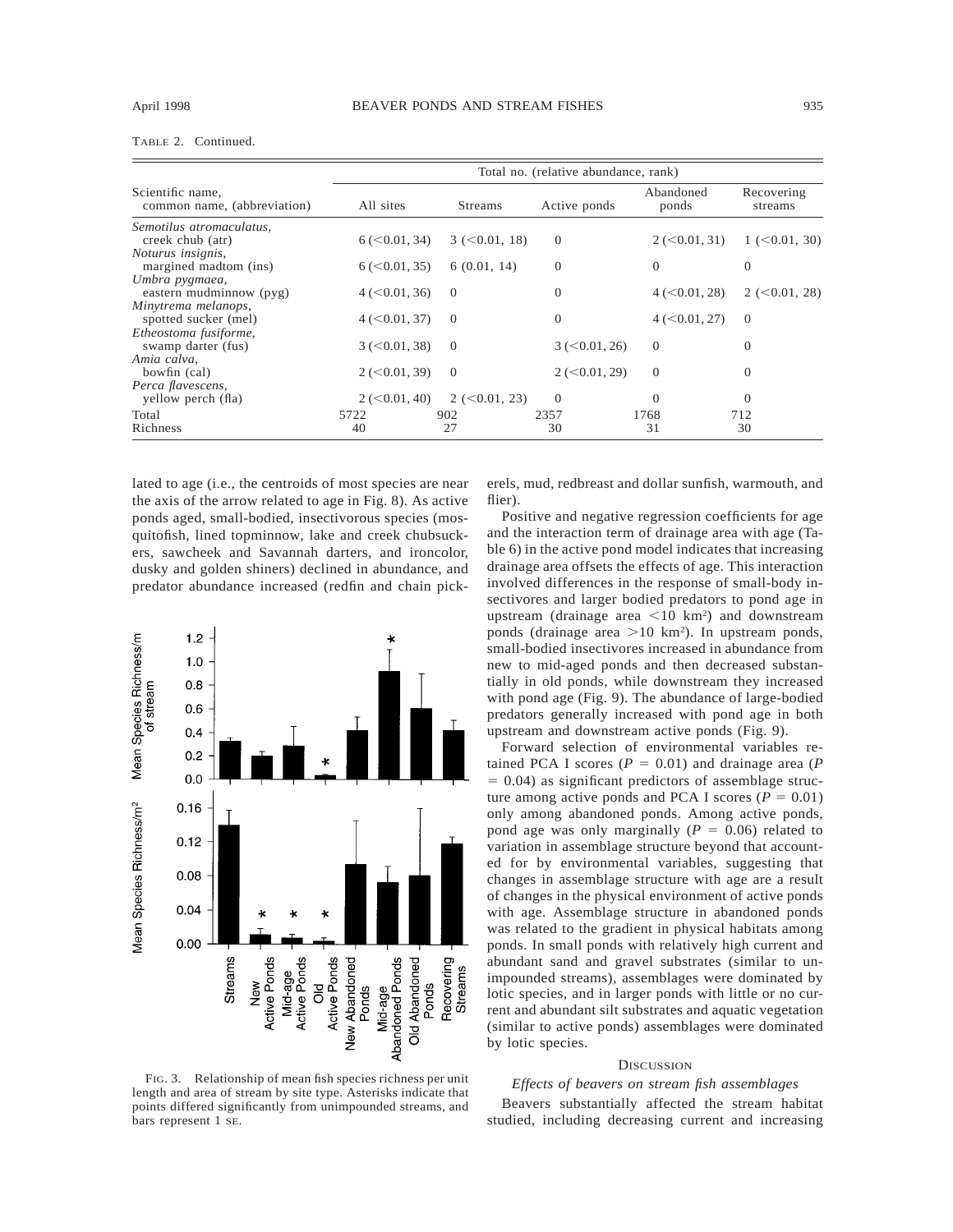TABLE 2. Continued.

| Scientific name, common name, (abbreviation) | Total no. (relative abundance, rank) | | | | |
|---|---|---|---|---|---|
| | All sites | Streams | Active ponds | Abandoned ponds | Recovering streams |
| *Semotilus atromaculatus*, creek chub (atr) | 6 (<0.01, 34) | 3 (<0.01, 18) | 0 | 2 (<0.01, 31) | 1 (<0.01, 30) |
| *Noturus insignis*, margined madtom (ins) | 6 (<0.01, 35) | 6 (0.01, 14) | 0 | 0 | 0 |
| *Umbra pygmaea*, eastern mudminnow (pyg) | 4 (<0.01, 36) | 0 | 0 | 4 (<0.01, 28) | 2 (<0.01, 28) |
| *Minytrema melanops*, spotted sucker (mel) | 4 (<0.01, 37) | 0 | 0 | 4 (<0.01, 27) | 0 |
| *Etheostoma fusiforme*, swamp darter (fus) | 3 (<0.01, 38) | 0 | 3 (<0.01, 26) | 0 | 0 |
| *Amia calva*, bowfin (cal) | 2 (<0.01, 39) | 0 | 2 (<0.01, 29) | 0 | 0 |
| *Perca flavescens*, yellow perch (fla) | 2 (<0.01, 40) | 2 (<0.01, 23) | 0 | 0 | 0 |
| Total | 5722 | 902 | 2357 | 1768 | 712 |
| Richness | 40 | 27 | 30 | 31 | 30 |

lated to age (i.e., the centroids of most species are near the axis of the arrow related to age in Fig. 8). As active ponds aged, small-bodied, insectivorous species (mosquitofish, lined topminnow, lake and creek chubsuckers, sawcheek and Savannah darters, and ironcolor, dusky and golden shiners) declined in abundance, and predator abundance increased (redfin and chain pickerels, mud, redbreast and dollar sunfish, warmouth, and flier).

FIG. 3. Relationship of mean fish species richness per unit length and area of stream by site type. Asterisks indicate that points differed significantly from unimpounded streams, and bars represent 1 SE.

Positive and negative regression coefficients for age and the interaction term of drainage area with age (Table 6) in the active pond model indicates that increasing drainage area offsets the effects of age. This interaction involved differences in the response of small-body insectivores and larger bodied predators to pond age in upstream (drainage area $<10$ km$^2$) and downstream ponds (drainage area $>10$ km$^2$). In upstream ponds, small-bodied insectivores increased in abundance from new to mid-aged ponds and then decreased substantially in old ponds, while downstream they increased with pond age (Fig. 9). The abundance of large-bodied predators generally increased with pond age in both upstream and downstream active ponds (Fig. 9).

Forward selection of environmental variables retained PCA I scores ($P = 0.01$) and drainage area ($P = 0.04$) as significant predictors of assemblage structure among active ponds and PCA I scores ($P = 0.01$) only among abandoned ponds. Among active ponds, pond age was only marginally ($P = 0.06$) related to variation in assemblage structure beyond that accounted for by environmental variables, suggesting that changes in assemblage structure with age are a result of changes in the physical environment of active ponds with age. Assemblage structure in abandoned ponds was related to the gradient in physical habitats among ponds. In small ponds with relatively high current and abundant sand and gravel substrates (similar to unimpounded streams), assemblages were dominated by lotic species, and in larger ponds with little or no current and abundant silt substrates and aquatic vegetation (similar to active ponds) assemblages were dominated by lotic species.

## DISCUSSION

### *Effects of beavers on stream fish assemblages*

Beavers substantially affected the stream habitat studied, including decreasing current and increasing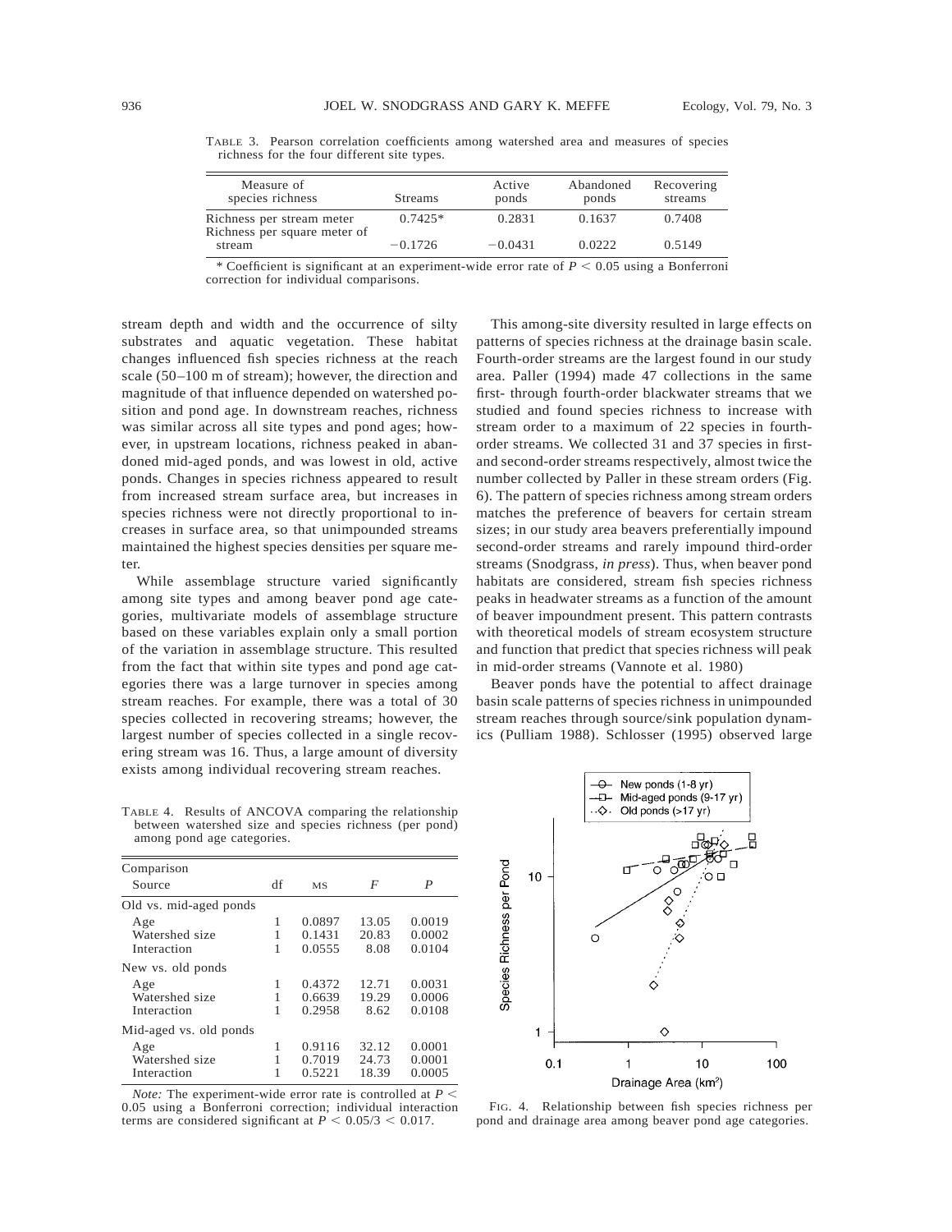TABLE 3. Pearson correlation coefficients among watershed area and measures of species richness for the four different site types.

| Measure of species richness | Streams | Active ponds | Abandoned ponds | Recovering streams |
|---|---|---|---|---|
| Richness per stream meter | 0.7425* | 0.2831 | 0.1637 | 0.7408 |
| Richness per square meter of stream | −0.1726 | −0.0431 | 0.0222 | 0.5149 |

* Coefficient is significant at an experiment-wide error rate of $P < 0.05$ using a Bonferroni correction for individual comparisons.

stream depth and width and the occurrence of silty substrates and aquatic vegetation. These habitat changes influenced fish species richness at the reach scale (50–100 m of stream); however, the direction and magnitude of that influence depended on watershed position and pond age. In downstream reaches, richness was similar across all site types and pond ages; however, in upstream locations, richness peaked in abandoned mid-aged ponds, and was lowest in old, active ponds. Changes in species richness appeared to result from increased stream surface area, but increases in species richness were not directly proportional to increases in surface area, so that unimpounded streams maintained the highest species densities per square meter.

While assemblage structure varied significantly among site types and among beaver pond age categories, multivariate models of assemblage structure based on these variables explain only a small portion of the variation in assemblage structure. This resulted from the fact that within site types and pond age categories there was a large turnover in species among stream reaches. For example, there was a total of 30 species collected in recovering streams; however, the largest number of species collected in a single recovering stream was 16. Thus, a large amount of diversity exists among individual recovering stream reaches.

TABLE 4. Results of ANCOVA comparing the relationship between watershed size and species richness (per pond) among pond age categories.

| Comparison Source | df | MS | $F$ | $P$ |
|---|---|---|---|---|
| Old vs. mid-aged ponds | | | | |
| Age | 1 | 0.0897 | 13.05 | 0.0019 |
| Watershed size | 1 | 0.1431 | 20.83 | 0.0002 |
| Interaction | 1 | 0.0555 | 8.08 | 0.0104 |
| New vs. old ponds | | | | |
| Age | 1 | 0.4372 | 12.71 | 0.0031 |
| Watershed size | 1 | 0.6639 | 19.29 | 0.0006 |
| Interaction | 1 | 0.2958 | 8.62 | 0.0108 |
| Mid-aged vs. old ponds | | | | |
| Age | 1 | 0.9116 | 32.12 | 0.0001 |
| Watershed size | 1 | 0.7019 | 24.73 | 0.0001 |
| Interaction | 1 | 0.5221 | 18.39 | 0.0005 |

*Note:* The experiment-wide error rate is controlled at $P < 0.05$ using a Bonferroni correction; individual interaction terms are considered significant at $P < 0.05/3 < 0.017$.

This among-site diversity resulted in large effects on patterns of species richness at the drainage basin scale. Fourth-order streams are the largest found in our study area. Paller (1994) made 47 collections in the same first- through fourth-order blackwater streams that we studied and found species richness to increase with stream order to a maximum of 22 species in fourth-order streams. We collected 31 and 37 species in first- and second-order streams respectively, almost twice the number collected by Paller in these stream orders (Fig. 6). The pattern of species richness among stream orders matches the preference of beavers for certain stream sizes; in our study area beavers preferentially impound second-order streams and rarely impound third-order streams (Snodgrass, *in press*). Thus, when beaver pond habitats are considered, stream fish species richness peaks in headwater streams as a function of the amount of beaver impoundment present. This pattern contrasts with theoretical models of stream ecosystem structure and function that predict that species richness will peak in mid-order streams (Vannote et al. 1980)

Beaver ponds have the potential to affect drainage basin scale patterns of species richness in unimpounded stream reaches through source/sink population dynamics (Pulliam 1988). Schlosser (1995) observed large

FIG. 4. Relationship between fish species richness per pond and drainage area among beaver pond age categories.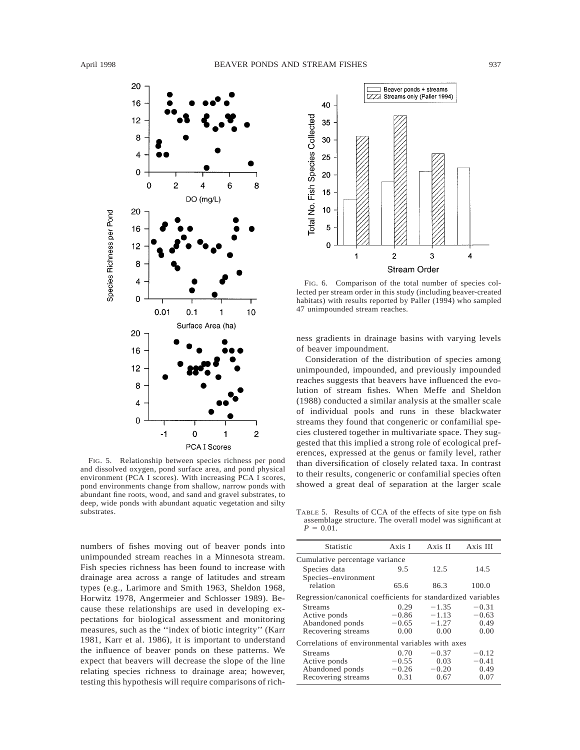FIG. 5. Relationship between species richness per pond and dissolved oxygen, pond surface area, and pond physical environment (PCA I scores). With increasing PCA I scores, pond environments change from shallow, narrow ponds with abundant fine roots, wood, and sand and gravel substrates, to deep, wide ponds with abundant aquatic vegetation and silty substrates.

numbers of fishes moving out of beaver ponds into unimpounded stream reaches in a Minnesota stream. Fish species richness has been found to increase with drainage area across a range of latitudes and stream types (e.g., Larimore and Smith 1963, Sheldon 1968, Horwitz 1978, Angermeier and Schlosser 1989). Because these relationships are used in developing expectations for biological assessment and monitoring measures, such as the ''index of biotic integrity'' (Karr 1981, Karr et al. 1986), it is important to understand the influence of beaver ponds on these patterns. We expect that beavers will decrease the slope of the line relating species richness to drainage area; however, testing this hypothesis will require comparisons of richness gradients in drainage basins with varying levels of beaver impoundment.

FIG. 6. Comparison of the total number of species collected per stream order in this study (including beaver-created habitats) with results reported by Paller (1994) who sampled 47 unimpounded stream reaches.

Consideration of the distribution of species among unimpounded, impounded, and previously impounded reaches suggests that beavers have influenced the evolution of stream fishes. When Meffe and Sheldon (1988) conducted a similar analysis at the smaller scale of individual pools and runs in these blackwater streams they found that congeneric or confamilial species clustered together in multivariate space. They suggested that this implied a strong role of ecological preferences, expressed at the genus or family level, rather than diversification of closely related taxa. In contrast to their results, congeneric or confamilial species often showed a great deal of separation at the larger scale

TABLE 5. Results of CCA of the effects of site type on fish assemblage structure. The overall model was significant at $P = 0.01$.

| Statistic | Axis I | Axis II | Axis III |
|---|---|---|---|
| Cumulative percentage variance | | | |
| Species data | 9.5 | 12.5 | 14.5 |
| Species–environment relation | 65.6 | 86.3 | 100.0 |
| Regression/canonical coefficients for standardized variables | | | |
| Streams | 0.29 | −1.35 | −0.31 |
| Active ponds | −0.86 | −1.13 | −0.63 |
| Abandoned ponds | −0.65 | −1.27 | 0.49 |
| Recovering streams | 0.00 | 0.00 | 0.00 |
| Correlations of environmental variables with axes | | | |
| Streams | 0.70 | −0.37 | −0.12 |
| Active ponds | −0.55 | 0.03 | −0.41 |
| Abandoned ponds | −0.26 | −0.20 | 0.49 |
| Recovering streams | 0.31 | 0.67 | 0.07 |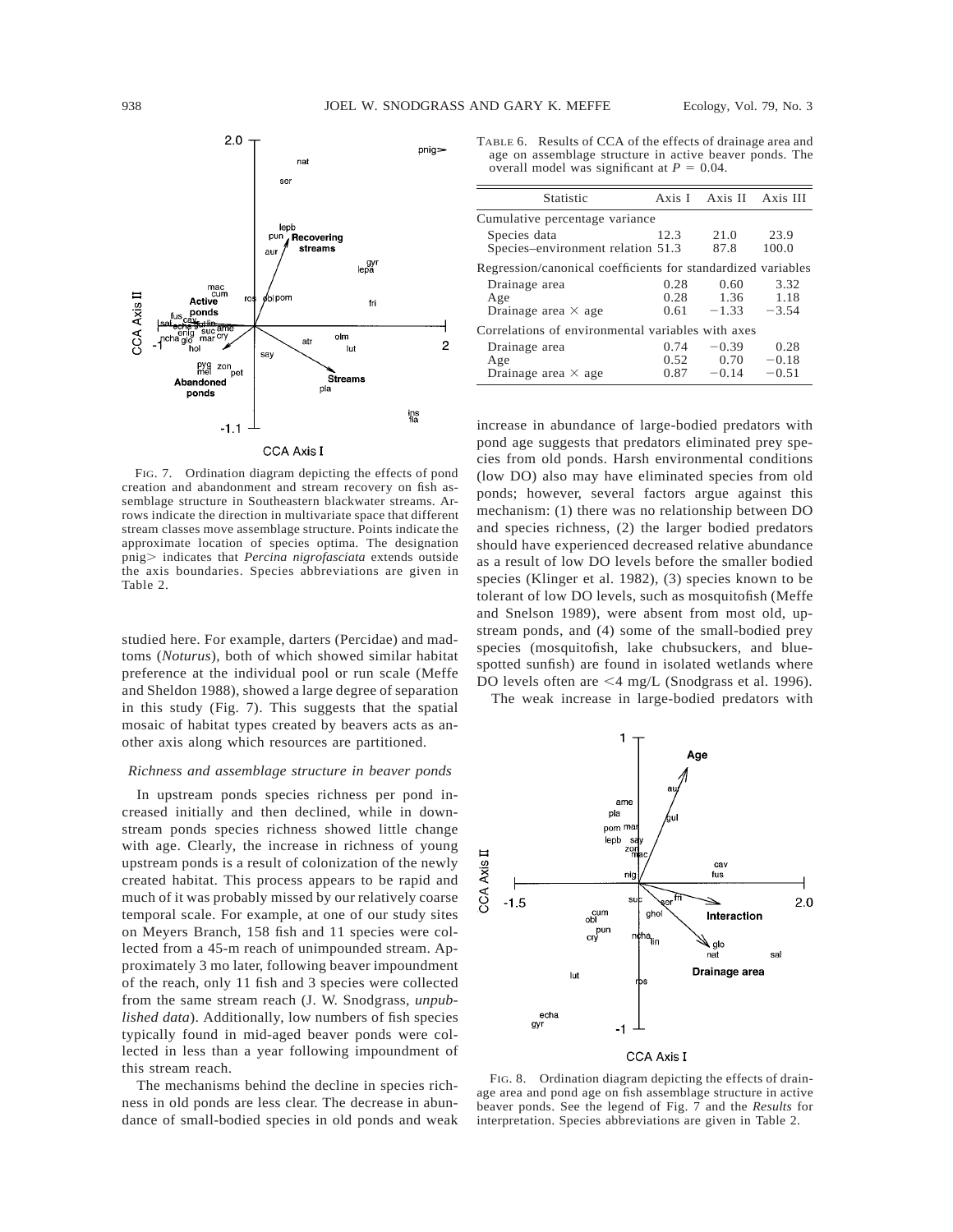FIG. 7. Ordination diagram depicting the effects of pond creation and abandonment and stream recovery on fish assemblage structure in Southeastern blackwater streams. Arrows indicate the direction in multivariate space that different stream classes move assemblage structure. Points indicate the approximate location of species optima. The designation pnig> indicates that *Percina nigrofasciata* extends outside the axis boundaries. Species abbreviations are given in Table 2.

studied here. For example, darters (Percidae) and madtoms (*Noturus*), both of which showed similar habitat preference at the individual pool or run scale (Meffe and Sheldon 1988), showed a large degree of separation in this study (Fig. 7). This suggests that the spatial mosaic of habitat types created by beavers acts as another axis along which resources are partitioned.

### *Richness and assemblage structure in beaver ponds*

In upstream ponds species richness per pond increased initially and then declined, while in downstream ponds species richness showed little change with age. Clearly, the increase in richness of young upstream ponds is a result of colonization of the newly created habitat. This process appears to be rapid and much of it was probably missed by our relatively coarse temporal scale. For example, at one of our study sites on Meyers Branch, 158 fish and 11 species were collected from a 45-m reach of unimpounded stream. Approximately 3 mo later, following beaver impoundment of the reach, only 11 fish and 3 species were collected from the same stream reach (J. W. Snodgrass, *unpublished data*). Additionally, low numbers of fish species typically found in mid-aged beaver ponds were collected in less than a year following impoundment of this stream reach.

The mechanisms behind the decline in species richness in old ponds are less clear. The decrease in abundance of small-bodied species in old ponds and weak increase in abundance of large-bodied predators with pond age suggests that predators eliminated prey species from old ponds. Harsh environmental conditions (low DO) also may have eliminated species from old ponds; however, several factors argue against this mechanism: (1) there was no relationship between DO and species richness, (2) the larger bodied predators should have experienced decreased relative abundance as a result of low DO levels before the smaller bodied species (Klinger et al. 1982), (3) species known to be tolerant of low DO levels, such as mosquitofish (Meffe and Snelson 1989), were absent from most old, upstream ponds, and (4) some of the small-bodied prey species (mosquitofish, lake chubsuckers, and bluespotted sunfish) are found in isolated wetlands where DO levels often are <4 mg/L (Snodgrass et al. 1996).

The weak increase in large-bodied predators with

TABLE 6. Results of CCA of the effects of drainage area and age on assemblage structure in active beaver ponds. The overall model was significant at $P = 0.04$.

| Statistic | Axis I | Axis II | Axis III |
|---|---|---|---|
| Cumulative percentage variance | | | |
| Species data | 12.3 | 21.0 | 23.9 |
| Species–environment relation | 51.3 | 87.8 | 100.0 |
| Regression/canonical coefficients for standardized variables | | | |
| Drainage area | 0.28 | 0.60 | 3.32 |
| Age | 0.28 | 1.36 | 1.18 |
| Drainage area × age | 0.61 | −1.33 | −3.54 |
| Correlations of environmental variables with axes | | | |
| Drainage area | 0.74 | −0.39 | 0.28 |
| Age | 0.52 | 0.70 | −0.18 |
| Drainage area × age | 0.87 | −0.14 | −0.51 |

FIG. 8. Ordination diagram depicting the effects of drainage area and pond age on fish assemblage structure in active beaver ponds. See the legend of Fig. 7 and the *Results* for interpretation. Species abbreviations are given in Table 2.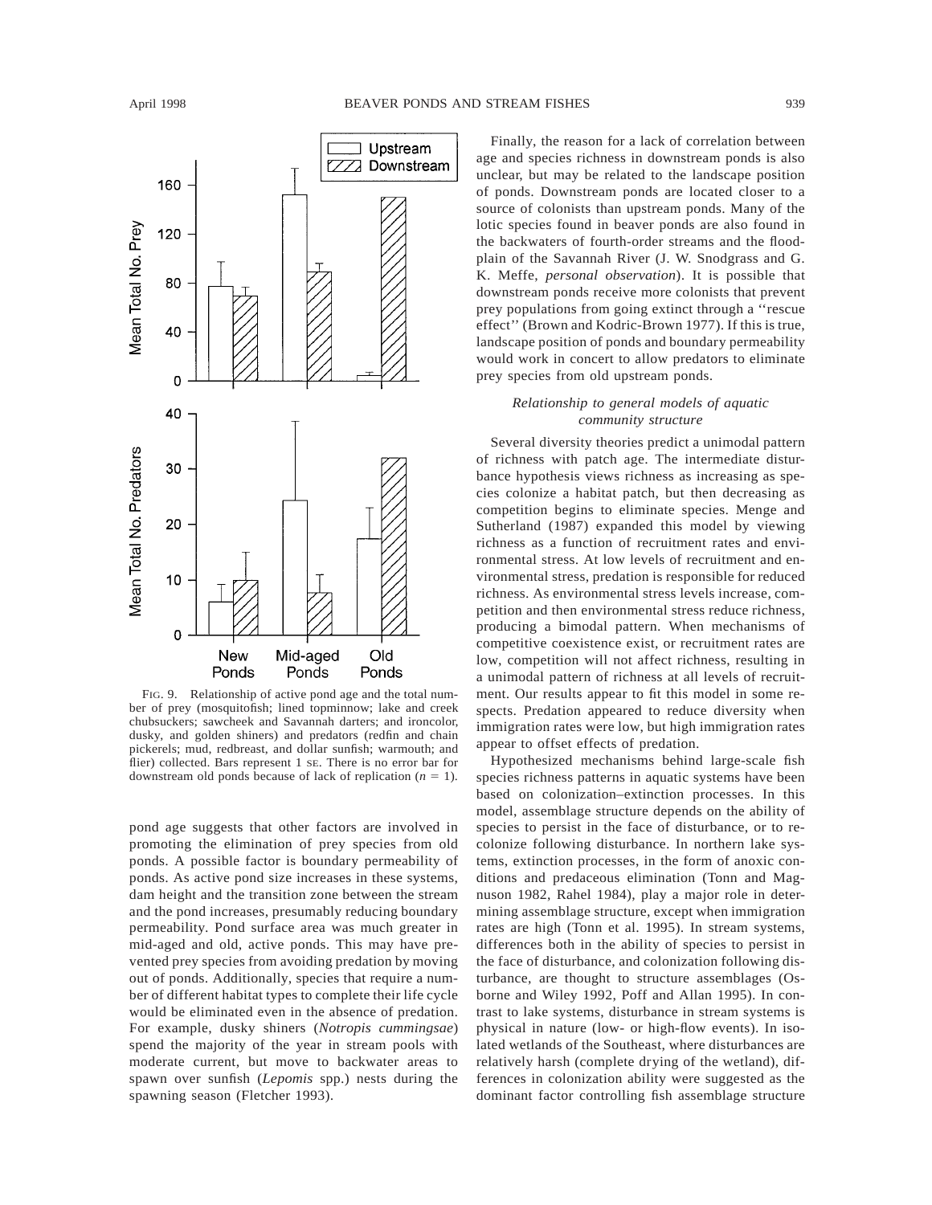Upstream

Downstream

Mean Total No. Prey

160

120

80

40

0

Mean Total No. Predators

40

30

20

10

0

New Ponds

Mid-aged Ponds

Old Ponds

FIG. 9. Relationship of active pond age and the total number of prey (mosquitofish; lined topminnow; lake and creek chubsuckers; sawcheek and Savannah darters; and ironcolor, dusky, and golden shiners) and predators (redfin and chain pickerels; mud, redbreast, and dollar sunfish; warmouth; and flier) collected. Bars represent 1 SE. There is no error bar for downstream old ponds because of lack of replication ($n = 1$).

pond age suggests that other factors are involved in promoting the elimination of prey species from old ponds. A possible factor is boundary permeability of ponds. As active pond size increases in these systems, dam height and the transition zone between the stream and the pond increases, presumably reducing boundary permeability. Pond surface area was much greater in mid-aged and old, active ponds. This may have prevented prey species from avoiding predation by moving out of ponds. Additionally, species that require a number of different habitat types to complete their life cycle would be eliminated even in the absence of predation. For example, dusky shiners (*Notropis cummingsae*) spend the majority of the year in stream pools with moderate current, but move to backwater areas to spawn over sunfish (*Lepomis* spp.) nests during the spawning season (Fletcher 1993).

Finally, the reason for a lack of correlation between age and species richness in downstream ponds is also unclear, but may be related to the landscape position of ponds. Downstream ponds are located closer to a source of colonists than upstream ponds. Many of the lotic species found in beaver ponds are also found in the backwaters of fourth-order streams and the floodplain of the Savannah River (J. W. Snodgrass and G. K. Meffe, *personal observation*). It is possible that downstream ponds receive more colonists that prevent prey populations from going extinct through a ''rescue effect'' (Brown and Kodric-Brown 1977). If this is true, landscape position of ponds and boundary permeability would work in concert to allow predators to eliminate prey species from old upstream ponds.

### *Relationship to general models of aquatic community structure*

Several diversity theories predict a unimodal pattern of richness with patch age. The intermediate disturbance hypothesis views richness as increasing as species colonize a habitat patch, but then decreasing as competition begins to eliminate species. Menge and Sutherland (1987) expanded this model by viewing richness as a function of recruitment rates and environmental stress. At low levels of recruitment and environmental stress, predation is responsible for reduced richness. As environmental stress levels increase, competition and then environmental stress reduce richness, producing a bimodal pattern. When mechanisms of competitive coexistence exist, or recruitment rates are low, competition will not affect richness, resulting in a unimodal pattern of richness at all levels of recruitment. Our results appear to fit this model in some respects. Predation appeared to reduce diversity when immigration rates were low, but high immigration rates appear to offset effects of predation.

Hypothesized mechanisms behind large-scale fish species richness patterns in aquatic systems have been based on colonization–extinction processes. In this model, assemblage structure depends on the ability of species to persist in the face of disturbance, or to recolonize following disturbance. In northern lake systems, extinction processes, in the form of anoxic conditions and predaceous elimination (Tonn and Magnuson 1982, Rahel 1984), play a major role in determining assemblage structure, except when immigration rates are high (Tonn et al. 1995). In stream systems, differences both in the ability of species to persist in the face of disturbance, and colonization following disturbance, are thought to structure assemblages (Osborne and Wiley 1992, Poff and Allan 1995). In contrast to lake systems, disturbance in stream systems is physical in nature (low- or high-flow events). In isolated wetlands of the Southeast, where disturbances are relatively harsh (complete drying of the wetland), differences in colonization ability were suggested as the dominant factor controlling fish assemblage structure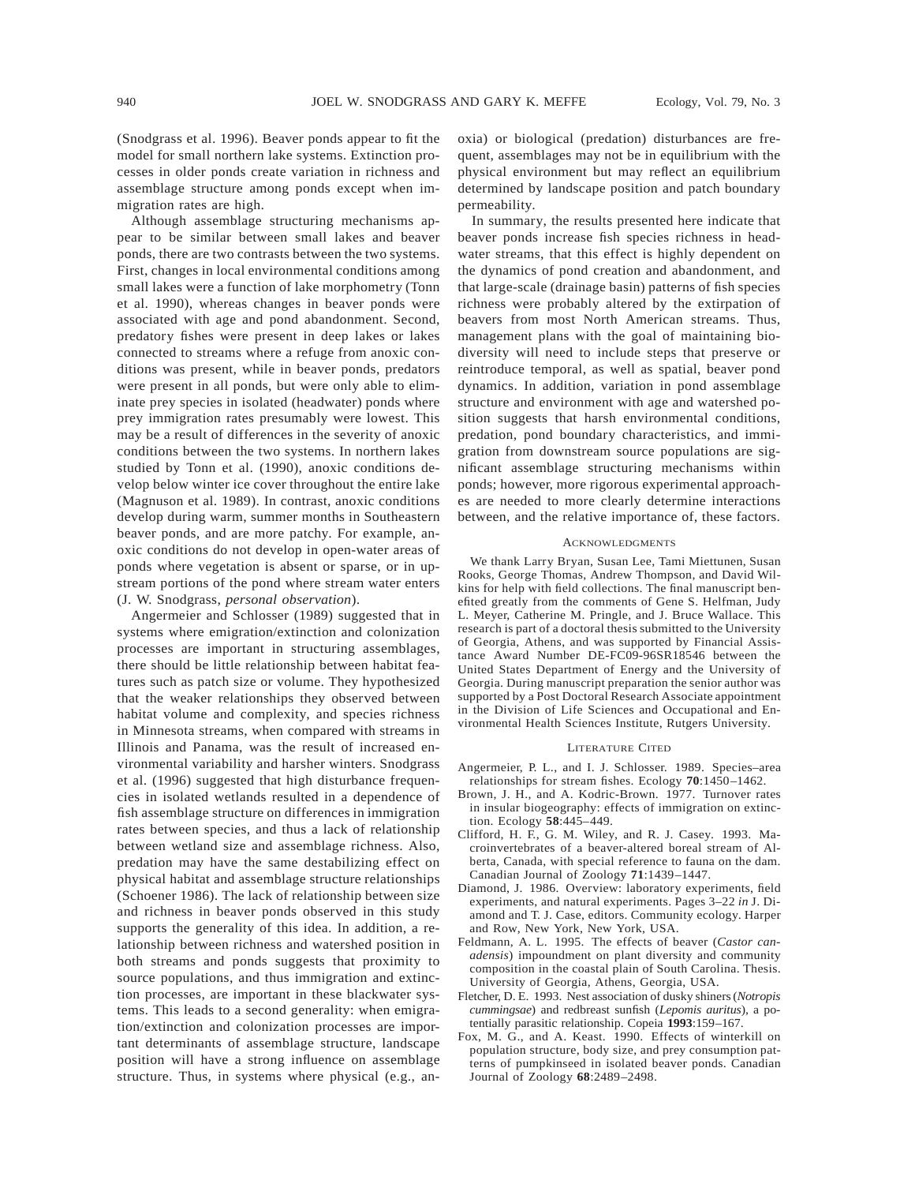(Snodgrass et al. 1996). Beaver ponds appear to fit the model for small northern lake systems. Extinction processes in older ponds create variation in richness and assemblage structure among ponds except when immigration rates are high.

Although assemblage structuring mechanisms appear to be similar between small lakes and beaver ponds, there are two contrasts between the two systems. First, changes in local environmental conditions among small lakes were a function of lake morphometry (Tonn et al. 1990), whereas changes in beaver ponds were associated with age and pond abandonment. Second, predatory fishes were present in deep lakes or lakes connected to streams where a refuge from anoxic conditions was present, while in beaver ponds, predators were present in all ponds, but were only able to eliminate prey species in isolated (headwater) ponds where prey immigration rates presumably were lowest. This may be a result of differences in the severity of anoxic conditions between the two systems. In northern lakes studied by Tonn et al. (1990), anoxic conditions develop below winter ice cover throughout the entire lake (Magnuson et al. 1989). In contrast, anoxic conditions develop during warm, summer months in Southeastern beaver ponds, and are more patchy. For example, anoxic conditions do not develop in open-water areas of ponds where vegetation is absent or sparse, or in upstream portions of the pond where stream water enters (J. W. Snodgrass, *personal observation*).

Angermeier and Schlosser (1989) suggested that in systems where emigration/extinction and colonization processes are important in structuring assemblages, there should be little relationship between habitat features such as patch size or volume. They hypothesized that the weaker relationships they observed between habitat volume and complexity, and species richness in Minnesota streams, when compared with streams in Illinois and Panama, was the result of increased environmental variability and harsher winters. Snodgrass et al. (1996) suggested that high disturbance frequencies in isolated wetlands resulted in a dependence of fish assemblage structure on differences in immigration rates between species, and thus a lack of relationship between wetland size and assemblage richness. Also, predation may have the same destabilizing effect on physical habitat and assemblage structure relationships (Schoener 1986). The lack of relationship between size and richness in beaver ponds observed in this study supports the generality of this idea. In addition, a relationship between richness and watershed position in both streams and ponds suggests that proximity to source populations, and thus immigration and extinction processes, are important in these blackwater systems. This leads to a second generality: when emigration/extinction and colonization processes are important determinants of assemblage structure, landscape position will have a strong influence on assemblage structure. Thus, in systems where physical (e.g., anoxia) or biological (predation) disturbances are frequent, assemblages may not be in equilibrium with the physical environment but may reflect an equilibrium determined by landscape position and patch boundary permeability.

In summary, the results presented here indicate that beaver ponds increase fish species richness in headwater streams, that this effect is highly dependent on the dynamics of pond creation and abandonment, and that large-scale (drainage basin) patterns of fish species richness were probably altered by the extirpation of beavers from most North American streams. Thus, management plans with the goal of maintaining biodiversity will need to include steps that preserve or reintroduce temporal, as well as spatial, beaver pond dynamics. In addition, variation in pond assemblage structure and environment with age and watershed position suggests that harsh environmental conditions, predation, pond boundary characteristics, and immigration from downstream source populations are significant assemblage structuring mechanisms within ponds; however, more rigorous experimental approaches are needed to more clearly determine interactions between, and the relative importance of, these factors.

## Acknowledgments

We thank Larry Bryan, Susan Lee, Tami Miettunen, Susan Rooks, George Thomas, Andrew Thompson, and David Wilkins for help with field collections. The final manuscript benefited greatly from the comments of Gene S. Helfman, Judy L. Meyer, Catherine M. Pringle, and J. Bruce Wallace. This research is part of a doctoral thesis submitted to the University of Georgia, Athens, and was supported by Financial Assistance Award Number DE-FC09-96SR18546 between the United States Department of Energy and the University of Georgia. During manuscript preparation the senior author was supported by a Post Doctoral Research Associate appointment in the Division of Life Sciences and Occupational and Environmental Health Sciences Institute, Rutgers University.

## Literature Cited

Angermeier, P. L., and I. J. Schlosser. 1989. Species–area relationships for stream fishes. Ecology **70**:1450–1462.

Brown, J. H., and A. Kodric-Brown. 1977. Turnover rates in insular biogeography: effects of immigration on extinction. Ecology **58**:445–449.

Clifford, H. F., G. M. Wiley, and R. J. Casey. 1993. Macroinvertebrates of a beaver-altered boreal stream of Alberta, Canada, with special reference to fauna on the dam. Canadian Journal of Zoology **71**:1439–1447.

Diamond, J. 1986. Overview: laboratory experiments, field experiments, and natural experiments. Pages 3–22 *in* J. Diamond and T. J. Case, editors. Community ecology. Harper and Row, New York, New York, USA.

Feldmann, A. L. 1995. The effects of beaver (*Castor canadensis*) impoundment on plant diversity and community composition in the coastal plain of South Carolina. Thesis. University of Georgia, Athens, Georgia, USA.

Fletcher, D. E. 1993. Nest association of dusky shiners (*Notropis cummingsae*) and redbreast sunfish (*Lepomis auritus*), a potentially parasitic relationship. Copeia **1993**:159–167.

Fox, M. G., and A. Keast. 1990. Effects of winterkill on population structure, body size, and prey consumption patterns of pumpkinseed in isolated beaver ponds. Canadian Journal of Zoology **68**:2489–2498.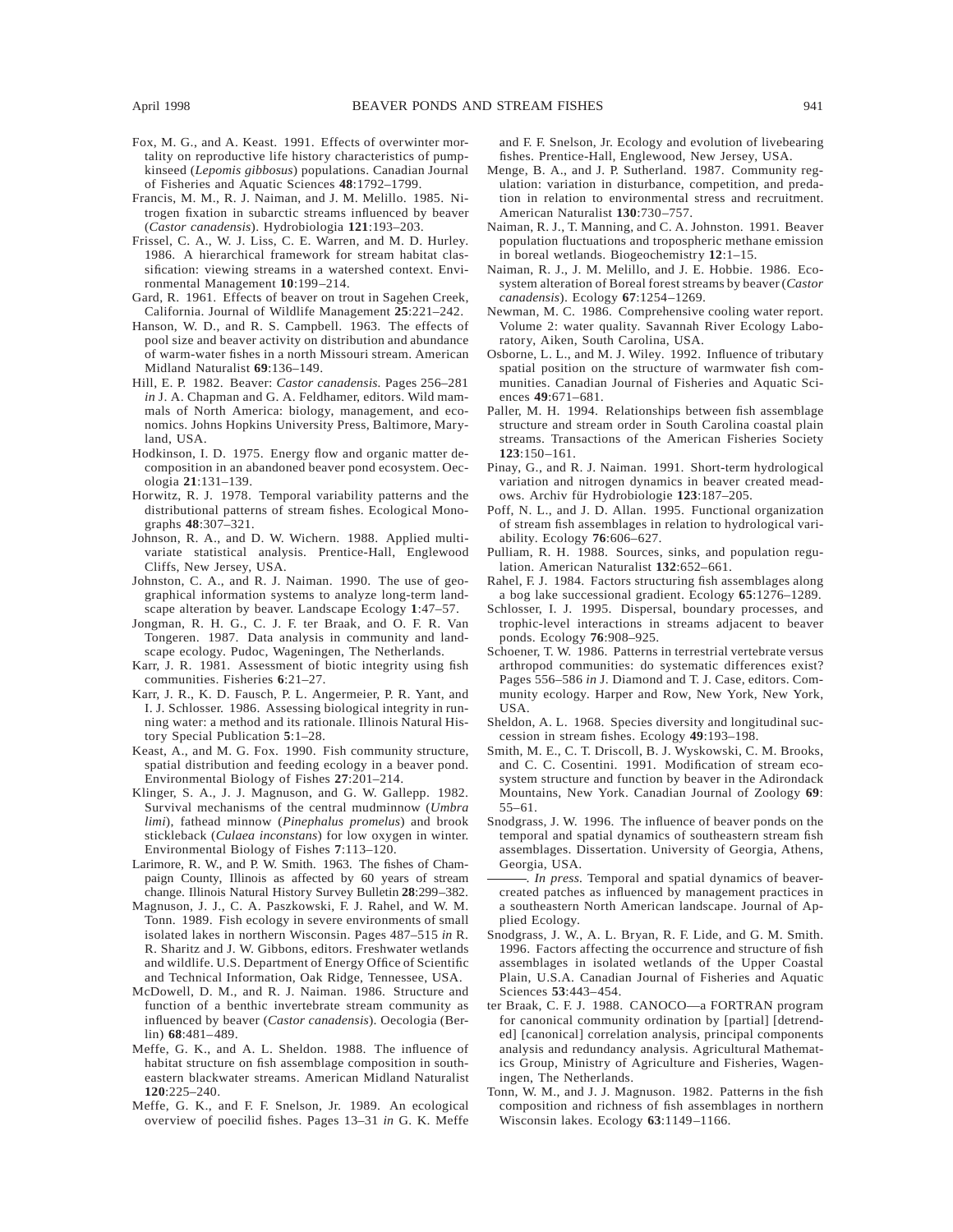Fox, M. G., and A. Keast. 1991. Effects of overwinter mortality on reproductive life history characteristics of pumpkinseed (*Lepomis gibbosus*) populations. Canadian Journal of Fisheries and Aquatic Sciences **48**:1792–1799.

Francis, M. M., R. J. Naiman, and J. M. Melillo. 1985. Nitrogen fixation in subarctic streams influenced by beaver (*Castor canadensis*). Hydrobiologia **121**:193–203.

Frissel, C. A., W. J. Liss, C. E. Warren, and M. D. Hurley. 1986. A hierarchical framework for stream habitat classification: viewing streams in a watershed context. Environmental Management **10**:199–214.

Gard, R. 1961. Effects of beaver on trout in Sagehen Creek, California. Journal of Wildlife Management **25**:221–242.

Hanson, W. D., and R. S. Campbell. 1963. The effects of pool size and beaver activity on distribution and abundance of warm-water fishes in a north Missouri stream. American Midland Naturalist **69**:136–149.

Hill, E. P. 1982. Beaver: *Castor canadensis.* Pages 256–281 *in* J. A. Chapman and G. A. Feldhamer, editors. Wild mammals of North America: biology, management, and economics. Johns Hopkins University Press, Baltimore, Maryland, USA.

Hodkinson, I. D. 1975. Energy flow and organic matter decomposition in an abandoned beaver pond ecosystem. Oecologia **21**:131–139.

Horwitz, R. J. 1978. Temporal variability patterns and the distributional patterns of stream fishes. Ecological Monographs **48**:307–321.

Johnson, R. A., and D. W. Wichern. 1988. Applied multivariate statistical analysis. Prentice-Hall, Englewood Cliffs, New Jersey, USA.

Johnston, C. A., and R. J. Naiman. 1990. The use of geographical information systems to analyze long-term landscape alteration by beaver. Landscape Ecology **1**:47–57.

Jongman, R. H. G., C. J. F. ter Braak, and O. F. R. Van Tongeren. 1987. Data analysis in community and landscape ecology. Pudoc, Wageningen, The Netherlands.

Karr, J. R. 1981. Assessment of biotic integrity using fish communities. Fisheries **6**:21–27.

Karr, J. R., K. D. Fausch, P. L. Angermeier, P. R. Yant, and I. J. Schlosser. 1986. Assessing biological integrity in running water: a method and its rationale. Illinois Natural History Special Publication **5**:1–28.

Keast, A., and M. G. Fox. 1990. Fish community structure, spatial distribution and feeding ecology in a beaver pond. Environmental Biology of Fishes **27**:201–214.

Klinger, S. A., J. J. Magnuson, and G. W. Gallepp. 1982. Survival mechanisms of the central mudminnow (*Umbra limi*), fathead minnow (*Pinephalus promelus*) and brook stickleback (*Culaea inconstans*) for low oxygen in winter. Environmental Biology of Fishes **7**:113–120.

Larimore, R. W., and P. W. Smith. 1963. The fishes of Champaign County, Illinois as affected by 60 years of stream change. Illinois Natural History Survey Bulletin **28**:299–382.

Magnuson, J. J., C. A. Paszkowski, F. J. Rahel, and W. M. Tonn. 1989. Fish ecology in severe environments of small isolated lakes in northern Wisconsin. Pages 487–515 *in* R. R. Sharitz and J. W. Gibbons, editors. Freshwater wetlands and wildlife. U.S. Department of Energy Office of Scientific and Technical Information, Oak Ridge, Tennessee, USA.

McDowell, D. M., and R. J. Naiman. 1986. Structure and function of a benthic invertebrate stream community as influenced by beaver (*Castor canadensis*). Oecologia (Berlin) **68**:481–489.

Meffe, G. K., and A. L. Sheldon. 1988. The influence of habitat structure on fish assemblage composition in southeastern blackwater streams. American Midland Naturalist **120**:225–240.

Meffe, G. K., and F. F. Snelson, Jr. 1989. An ecological overview of poecilid fishes. Pages 13–31 *in* G. K. Meffe and F. F. Snelson, Jr. Ecology and evolution of livebearing fishes. Prentice-Hall, Englewood, New Jersey, USA.

Menge, B. A., and J. P. Sutherland. 1987. Community regulation: variation in disturbance, competition, and predation in relation to environmental stress and recruitment. American Naturalist **130**:730–757.

Naiman, R. J., T. Manning, and C. A. Johnston. 1991. Beaver population fluctuations and tropospheric methane emission in boreal wetlands. Biogeochemistry **12**:1–15.

Naiman, R. J., J. M. Melillo, and J. E. Hobbie. 1986. Ecosystem alteration of Boreal forest streams by beaver (*Castor canadensis*). Ecology **67**:1254–1269.

Newman, M. C. 1986. Comprehensive cooling water report. Volume 2: water quality. Savannah River Ecology Laboratory, Aiken, South Carolina, USA.

Osborne, L. L., and M. J. Wiley. 1992. Influence of tributary spatial position on the structure of warmwater fish communities. Canadian Journal of Fisheries and Aquatic Sciences **49**:671–681.

Paller, M. H. 1994. Relationships between fish assemblage structure and stream order in South Carolina coastal plain streams. Transactions of the American Fisheries Society **123**:150–161.

Pinay, G., and R. J. Naiman. 1991. Short-term hydrological variation and nitrogen dynamics in beaver created meadows. Archiv für Hydrobiologie **123**:187–205.

Poff, N. L., and J. D. Allan. 1995. Functional organization of stream fish assemblages in relation to hydrological variability. Ecology **76**:606–627.

Pulliam, R. H. 1988. Sources, sinks, and population regulation. American Naturalist **132**:652–661.

Rahel, F. J. 1984. Factors structuring fish assemblages along a bog lake successional gradient. Ecology **65**:1276–1289.

Schlosser, I. J. 1995. Dispersal, boundary processes, and trophic-level interactions in streams adjacent to beaver ponds. Ecology **76**:908–925.

Schoener, T. W. 1986. Patterns in terrestrial vertebrate versus arthropod communities: do systematic differences exist? Pages 556–586 *in* J. Diamond and T. J. Case, editors. Community ecology. Harper and Row, New York, New York, USA.

Sheldon, A. L. 1968. Species diversity and longitudinal succession in stream fishes. Ecology **49**:193–198.

Smith, M. E., C. T. Driscoll, B. J. Wyskowski, C. M. Brooks, and C. C. Cosentini. 1991. Modification of stream ecosystem structure and function by beaver in the Adirondack Mountains, New York. Canadian Journal of Zoology **69**: 55–61.

Snodgrass, J. W. 1996. The influence of beaver ponds on the temporal and spatial dynamics of southeastern stream fish assemblages. Dissertation. University of Georgia, Athens, Georgia, USA.

———. *In press.* Temporal and spatial dynamics of beaver-created patches as influenced by management practices in a southeastern North American landscape. Journal of Applied Ecology.

Snodgrass, J. W., A. L. Bryan, R. F. Lide, and G. M. Smith. 1996. Factors affecting the occurrence and structure of fish assemblages in isolated wetlands of the Upper Coastal Plain, U.S.A. Canadian Journal of Fisheries and Aquatic Sciences **53**:443–454.

ter Braak, C. F. J. 1988. CANOCO—a FORTRAN program for canonical community ordination by [partial] [detrended] [canonical] correlation analysis, principal components analysis and redundancy analysis. Agricultural Mathematics Group, Ministry of Agriculture and Fisheries, Wageningen, The Netherlands.

Tonn, W. M., and J. J. Magnuson. 1982. Patterns in the fish composition and richness of fish assemblages in northern Wisconsin lakes. Ecology **63**:1149–1166.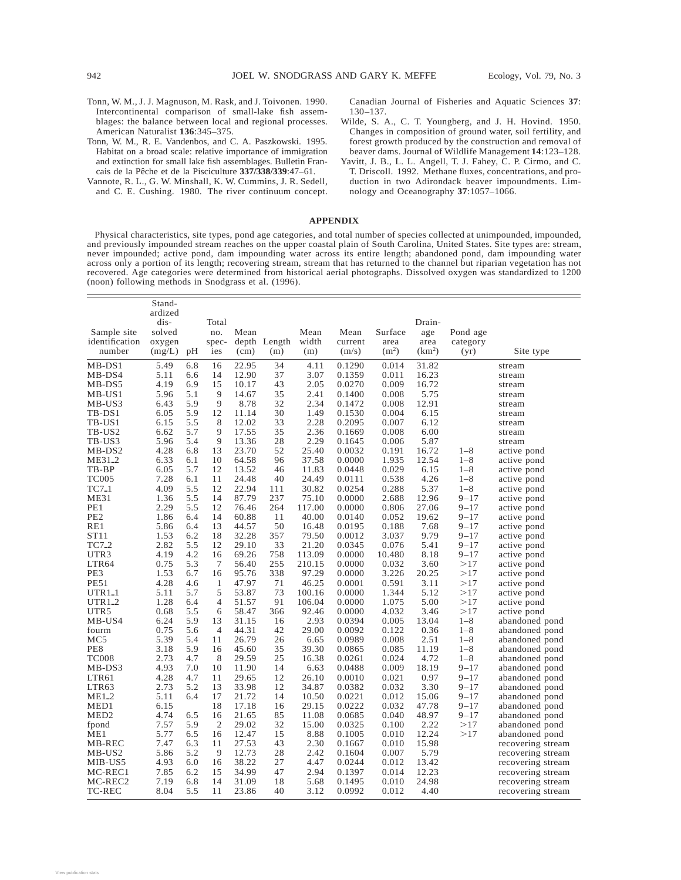Tonn, W. M., J. J. Magnuson, M. Rask, and J. Toivonen. 1990. Intercontinental comparison of small-lake fish assemblages: the balance between local and regional processes. American Naturalist **136**:345–375.

Tonn, W. M., R. E. Vandenbos, and C. A. Paszkowski. 1995. Habitat on a broad scale: relative importance of immigration and extinction for small lake fish assemblages. Bulletin Francais de la Pêche et de la Pisciculture **337/338/339**:47–61.

Vannote, R. L., G. W. Minshall, K. W. Cummins, J. R. Sedell, and C. E. Cushing. 1980. The river continuum concept. Canadian Journal of Fisheries and Aquatic Sciences **37**: 130–137.

Wilde, S. A., C. T. Youngberg, and J. H. Hovind. 1950. Changes in composition of ground water, soil fertility, and forest growth produced by the construction and removal of beaver dams. Journal of Wildlife Management **14**:123–128.

Yavitt, J. B., L. L. Angell, T. J. Fahey, C. P. Cirmo, and C. T. Driscoll. 1992. Methane fluxes, concentrations, and production in two Adirondack beaver impoundments. Limnology and Oceanography **37**:1057–1066.

## APPENDIX

Physical characteristics, site types, pond age categories, and total number of species collected at unimpounded, impounded, and previously impounded stream reaches on the upper coastal plain of South Carolina, United States. Site types are: stream, never impounded; active pond, dam impounding water across its entire length; abandoned pond, dam impounding water across only a portion of its length; recovering stream, stream that has returned to the channel but riparian vegetation has not recovered. Age categories were determined from historical aerial photographs. Dissolved oxygen was standardized to 1200 (noon) following methods in Snodgrass et al. (1996).

| Sample site identification number | Standardized dissolved oxygen (mg/L) | pH | Total no. species | Mean depth (cm) | Length (m) | Mean width (m) | Mean current (m/s) | Surface area ($m^2$) | Drainage area ($km^2$) | Pond age category (yr) | Site type |
|---|---|---|---|---|---|---|---|---|---|---|---|
| MB-DS1 | 5.49 | 6.8 | 16 | 22.95 | 34 | 4.11 | 0.1290 | 0.014 | 31.82 | | stream |
| MB-DS4 | 5.11 | 6.6 | 14 | 12.90 | 37 | 3.07 | 0.1359 | 0.011 | 16.23 | | stream |
| MB-DS5 | 4.19 | 6.9 | 15 | 10.17 | 43 | 2.05 | 0.0270 | 0.009 | 16.72 | | stream |
| MB-US1 | 5.96 | 5.1 | 9 | 14.67 | 35 | 2.41 | 0.1400 | 0.008 | 5.75 | | stream |
| MB-US3 | 6.43 | 5.9 | 9 | 8.78 | 32 | 2.34 | 0.1472 | 0.008 | 12.91 | | stream |
| TB-DS1 | 6.05 | 5.9 | 12 | 11.14 | 30 | 1.49 | 0.1530 | 0.004 | 6.15 | | stream |
| TB-US1 | 6.15 | 5.5 | 8 | 12.02 | 33 | 2.28 | 0.2095 | 0.007 | 6.12 | | stream |
| TB-US2 | 6.62 | 5.7 | 9 | 17.55 | 35 | 2.36 | 0.1669 | 0.008 | 6.00 | | stream |
| TB-US3 | 5.96 | 5.4 | 9 | 13.36 | 28 | 2.29 | 0.1645 | 0.006 | 5.87 | | stream |
| MB-DS2 | 4.28 | 6.8 | 13 | 23.70 | 52 | 25.40 | 0.0032 | 0.191 | 16.72 | 1–8 | active pond |
| ME31_2 | 6.33 | 6.1 | 10 | 64.58 | 96 | 37.58 | 0.0000 | 1.935 | 12.54 | 1–8 | active pond |
| TB-BP | 6.05 | 5.7 | 12 | 13.52 | 46 | 11.83 | 0.0448 | 0.029 | 6.15 | 1–8 | active pond |
| TC005 | 7.28 | 6.1 | 11 | 24.48 | 40 | 24.49 | 0.0111 | 0.538 | 4.26 | 1–8 | active pond |
| TC7_1 | 4.09 | 5.5 | 12 | 22.94 | 111 | 30.82 | 0.0254 | 0.288 | 5.37 | 1–8 | active pond |
| ME31 | 1.36 | 5.5 | 14 | 87.79 | 237 | 75.10 | 0.0000 | 2.688 | 12.96 | 9–17 | active pond |
| PE1 | 2.29 | 5.5 | 12 | 76.46 | 264 | 117.00 | 0.0000 | 0.806 | 27.06 | 9–17 | active pond |
| PE2 | 1.86 | 6.4 | 14 | 60.88 | 11 | 40.00 | 0.0140 | 0.052 | 19.62 | 9–17 | active pond |
| RE1 | 5.86 | 6.4 | 13 | 44.57 | 50 | 16.48 | 0.0195 | 0.188 | 7.68 | 9–17 | active pond |
| ST11 | 1.53 | 6.2 | 18 | 32.28 | 357 | 79.50 | 0.0012 | 3.037 | 9.79 | 9–17 | active pond |
| TC7_2 | 2.82 | 5.5 | 12 | 29.10 | 33 | 21.20 | 0.0345 | 0.076 | 5.41 | 9–17 | active pond |
| UTR3 | 4.19 | 4.2 | 16 | 69.26 | 758 | 113.09 | 0.0000 | 10.480 | 8.18 | 9–17 | active pond |
| LTR64 | 0.75 | 5.3 | 7 | 56.40 | 255 | 210.15 | 0.0000 | 0.032 | 3.60 | >17 | active pond |
| PE3 | 1.53 | 6.7 | 16 | 95.76 | 338 | 97.29 | 0.0000 | 3.226 | 20.25 | >17 | active pond |
| PE51 | 4.28 | 4.6 | 1 | 47.97 | 71 | 46.25 | 0.0001 | 0.591 | 3.11 | >17 | active pond |
| UTR1_1 | 5.11 | 5.7 | 5 | 53.87 | 73 | 100.16 | 0.0000 | 1.344 | 5.12 | >17 | active pond |
| UTR1_2 | 1.28 | 6.4 | 4 | 51.57 | 91 | 106.04 | 0.0000 | 1.075 | 5.00 | >17 | active pond |
| UTR5 | 0.68 | 5.5 | 6 | 58.47 | 366 | 92.46 | 0.0000 | 4.032 | 3.46 | >17 | active pond |
| MB-US4 | 6.24 | 5.9 | 13 | 31.15 | 16 | 2.93 | 0.0394 | 0.005 | 13.04 | 1–8 | abandoned pond |
| fourm | 0.75 | 5.6 | 4 | 44.31 | 42 | 29.00 | 0.0092 | 0.122 | 0.36 | 1–8 | abandoned pond |
| MC5 | 5.39 | 5.4 | 11 | 26.79 | 26 | 6.65 | 0.0989 | 0.008 | 2.51 | 1–8 | abandoned pond |
| PE8 | 3.18 | 5.9 | 16 | 45.60 | 35 | 39.30 | 0.0865 | 0.085 | 11.19 | 1–8 | abandoned pond |
| TC008 | 2.73 | 4.7 | 8 | 29.59 | 25 | 16.38 | 0.0261 | 0.024 | 4.72 | 1–8 | abandoned pond |
| MB-DS3 | 4.93 | 7.0 | 10 | 11.90 | 14 | 6.63 | 0.0488 | 0.009 | 18.19 | 9–17 | abandoned pond |
| LTR61 | 4.28 | 4.7 | 11 | 29.65 | 12 | 26.10 | 0.0010 | 0.021 | 0.97 | 9–17 | abandoned pond |
| LTR63 | 2.73 | 5.2 | 13 | 33.98 | 12 | 34.87 | 0.0382 | 0.032 | 3.30 | 9–17 | abandoned pond |
| ME1_2 | 5.11 | 6.4 | 17 | 21.72 | 14 | 10.50 | 0.0221 | 0.012 | 15.06 | 9–17 | abandoned pond |
| MED1 | 6.15 | | 18 | 17.18 | 16 | 29.15 | 0.0222 | 0.032 | 47.78 | 9–17 | abandoned pond |
| MED2 | 4.74 | 6.5 | 16 | 21.65 | 85 | 11.08 | 0.0685 | 0.040 | 48.97 | 9–17 | abandoned pond |
| fpond | 7.57 | 5.9 | 2 | 29.02 | 32 | 15.00 | 0.0325 | 0.100 | 2.22 | >17 | abandoned pond |
| ME1 | 5.77 | 6.5 | 16 | 12.47 | 15 | 8.88 | 0.1005 | 0.010 | 12.24 | >17 | abandoned pond |
| MB-REC | 7.47 | 6.3 | 11 | 27.53 | 43 | 2.30 | 0.1667 | 0.010 | 15.98 | | recovering stream |
| MB-US2 | 5.86 | 5.2 | 9 | 12.73 | 28 | 2.42 | 0.1604 | 0.007 | 5.79 | | recovering stream |
| MIB-US5 | 4.93 | 6.0 | 16 | 38.22 | 27 | 4.47 | 0.0244 | 0.012 | 13.42 | | recovering stream |
| MC-REC1 | 7.85 | 6.2 | 15 | 34.99 | 47 | 2.94 | 0.1397 | 0.014 | 12.23 | | recovering stream |
| MC-REC2 | 7.19 | 6.8 | 14 | 31.09 | 18 | 5.68 | 0.1495 | 0.010 | 24.98 | | recovering stream |
| TC-REC | 8.04 | 5.5 | 11 | 23.86 | 40 | 3.12 | 0.0992 | 0.012 | 4.40 | | recovering stream |